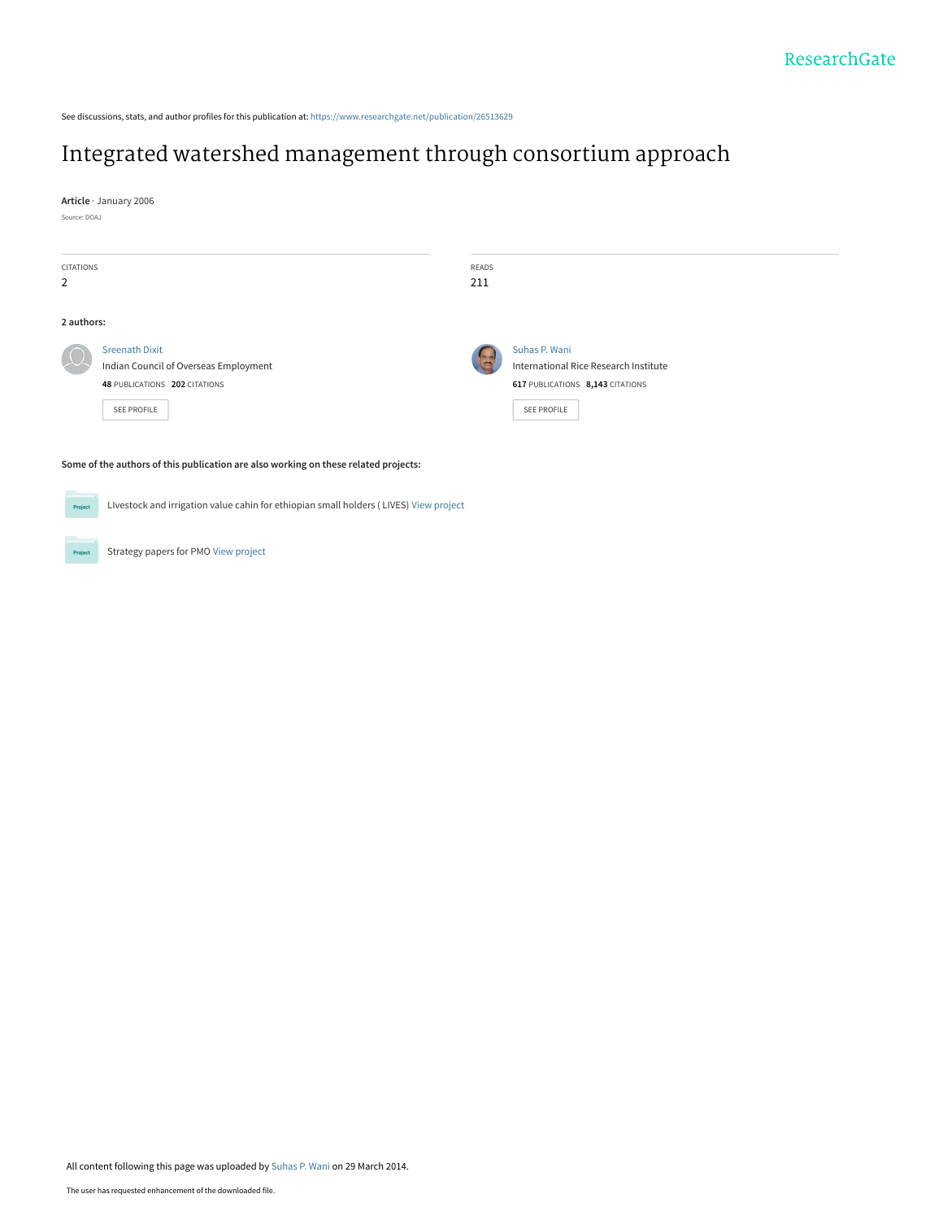See discussions, stats, and author profiles for this publication at: https://www.researchgate.net/publication/26513629

# Integrated watershed management through consortium approach

**Article** · January 2006

Source: DOAJ

CITATIONS
2

READS
211

**2 authors:**

Sreenath Dixit
Indian Council of Overseas Employment
**48** PUBLICATIONS **202** CITATIONS

SEE PROFILE

Suhas P. Wani
International Rice Research Institute
**617** PUBLICATIONS **8,143** CITATIONS

SEE PROFILE

**Some of the authors of this publication are also working on these related projects:**

LIvestock and irrigation value cahin for ethiopian small holders ( LIVES) View project

Strategy papers for PMO View project

All content following this page was uploaded by Suhas P. Wani on 29 March 2014.

The user has requested enhancement of the downloaded file.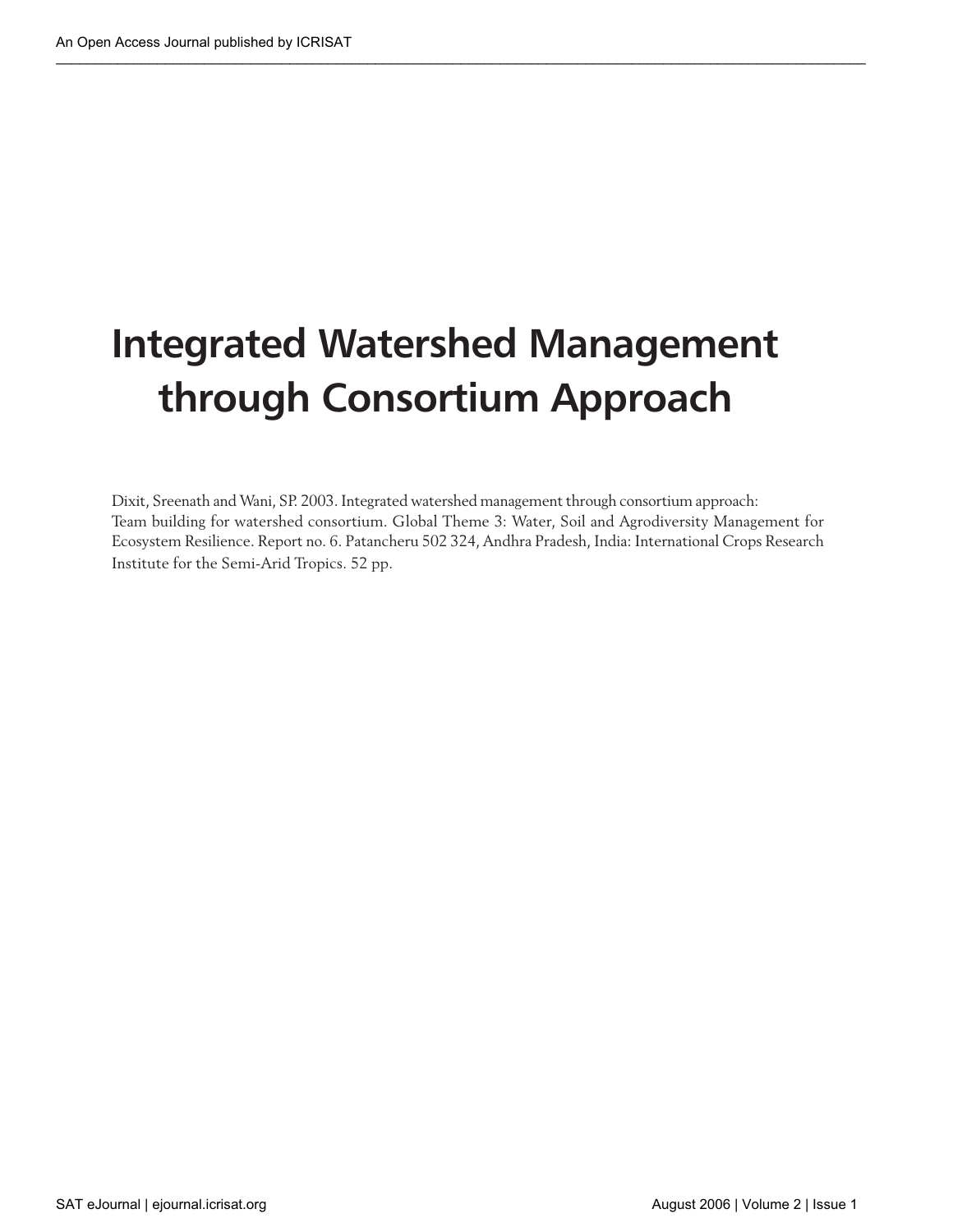# Integrated Watershed Management through Consortium Approach

Dixit, Sreenath and Wani, SP. 2003. Integrated watershed management through consortium approach: Team building for watershed consortium. Global Theme 3: Water, Soil and Agrodiversity Management for Ecosystem Resilience. Report no. 6. Patancheru 502 324, Andhra Pradesh, India: International Crops Research Institute for the Semi-Arid Tropics. 52 pp.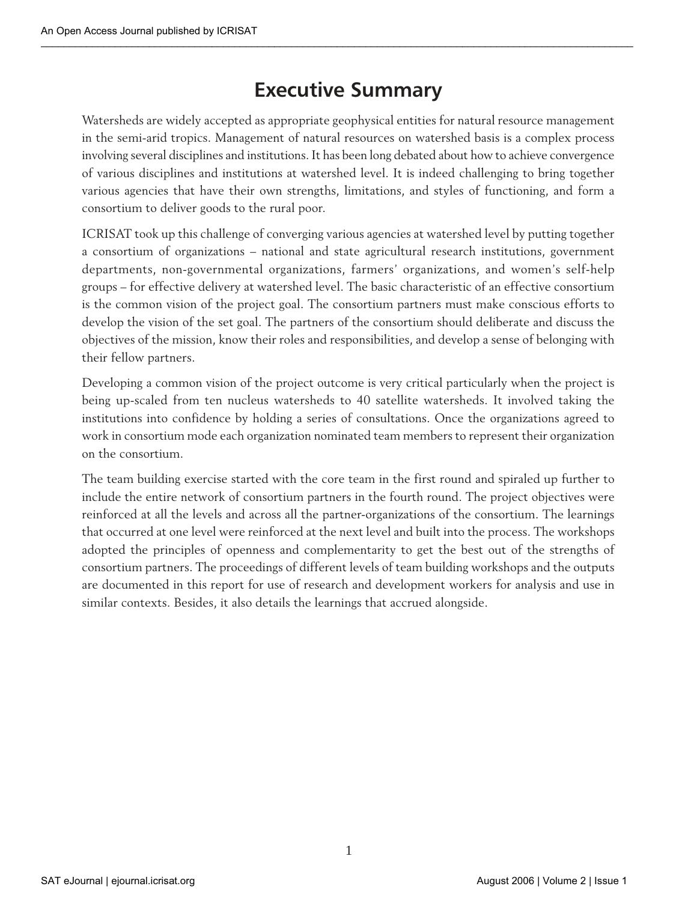# Executive Summary

Watersheds are widely accepted as appropriate geophysical entities for natural resource management in the semi-arid tropics. Management of natural resources on watershed basis is a complex process involving several disciplines and institutions. It has been long debated about how to achieve convergence of various disciplines and institutions at watershed level. It is indeed challenging to bring together various agencies that have their own strengths, limitations, and styles of functioning, and form a consortium to deliver goods to the rural poor.

ICRISAT took up this challenge of converging various agencies at watershed level by putting together a consortium of organizations – national and state agricultural research institutions, government departments, non-governmental organizations, farmers' organizations, and women's self-help groups – for effective delivery at watershed level. The basic characteristic of an effective consortium is the common vision of the project goal. The consortium partners must make conscious efforts to develop the vision of the set goal. The partners of the consortium should deliberate and discuss the objectives of the mission, know their roles and responsibilities, and develop a sense of belonging with their fellow partners.

Developing a common vision of the project outcome is very critical particularly when the project is being up-scaled from ten nucleus watersheds to 40 satellite watersheds. It involved taking the institutions into confidence by holding a series of consultations. Once the organizations agreed to work in consortium mode each organization nominated team members to represent their organization on the consortium.

The team building exercise started with the core team in the first round and spiraled up further to include the entire network of consortium partners in the fourth round. The project objectives were reinforced at all the levels and across all the partner-organizations of the consortium. The learnings that occurred at one level were reinforced at the next level and built into the process. The workshops adopted the principles of openness and complementarity to get the best out of the strengths of consortium partners. The proceedings of different levels of team building workshops and the outputs are documented in this report for use of research and development workers for analysis and use in similar contexts. Besides, it also details the learnings that accrued alongside.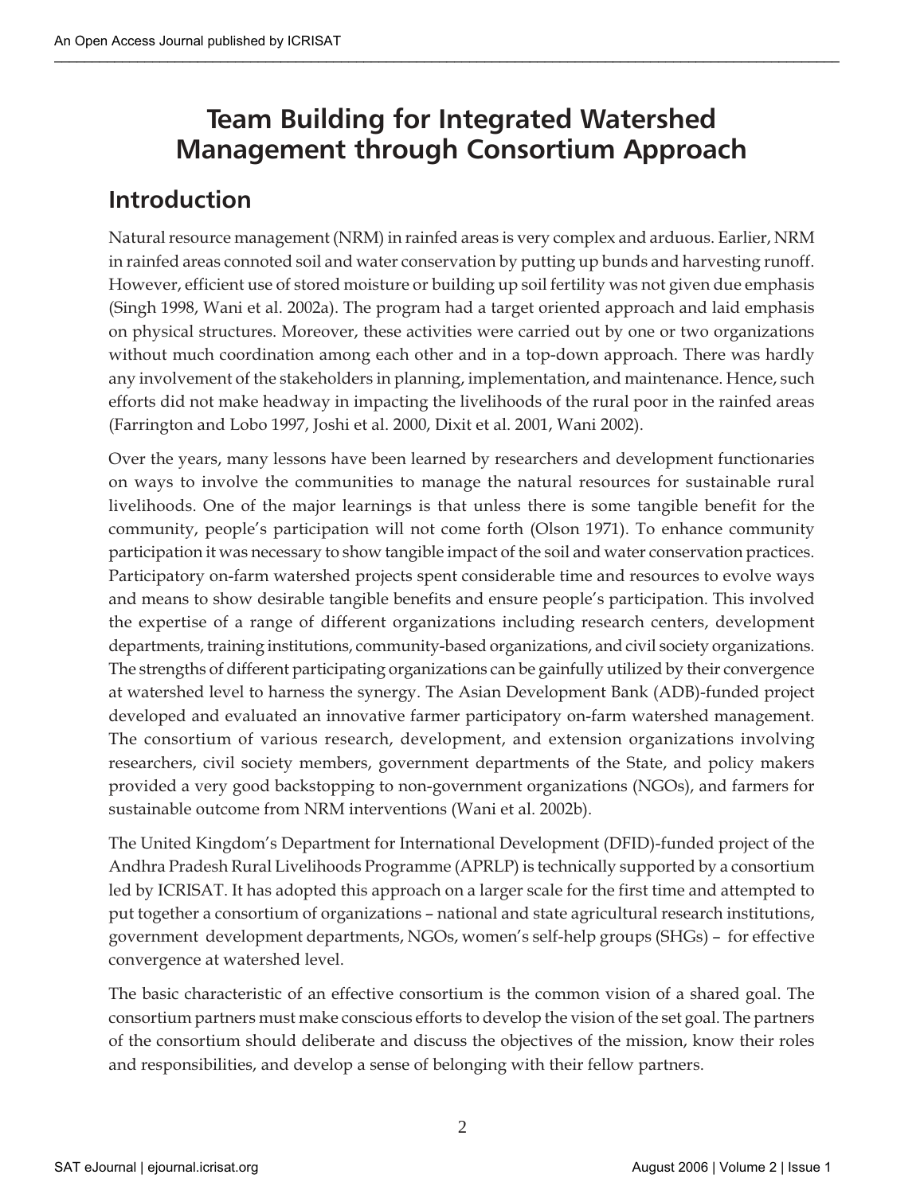# Team Building for Integrated Watershed Management through Consortium Approach

## Introduction

Natural resource management (NRM) in rainfed areas is very complex and arduous. Earlier, NRM in rainfed areas connoted soil and water conservation by putting up bunds and harvesting runoff. However, efficient use of stored moisture or building up soil fertility was not given due emphasis (Singh 1998, Wani et al. 2002a). The program had a target oriented approach and laid emphasis on physical structures. Moreover, these activities were carried out by one or two organizations without much coordination among each other and in a top-down approach. There was hardly any involvement of the stakeholders in planning, implementation, and maintenance. Hence, such efforts did not make headway in impacting the livelihoods of the rural poor in the rainfed areas (Farrington and Lobo 1997, Joshi et al. 2000, Dixit et al. 2001, Wani 2002).

Over the years, many lessons have been learned by researchers and development functionaries on ways to involve the communities to manage the natural resources for sustainable rural livelihoods. One of the major learnings is that unless there is some tangible benefit for the community, people's participation will not come forth (Olson 1971). To enhance community participation it was necessary to show tangible impact of the soil and water conservation practices. Participatory on-farm watershed projects spent considerable time and resources to evolve ways and means to show desirable tangible benefits and ensure people's participation. This involved the expertise of a range of different organizations including research centers, development departments, training institutions, community-based organizations, and civil society organizations. The strengths of different participating organizations can be gainfully utilized by their convergence at watershed level to harness the synergy. The Asian Development Bank (ADB)-funded project developed and evaluated an innovative farmer participatory on-farm watershed management. The consortium of various research, development, and extension organizations involving researchers, civil society members, government departments of the State, and policy makers provided a very good backstopping to non-government organizations (NGOs), and farmers for sustainable outcome from NRM interventions (Wani et al. 2002b).

The United Kingdom's Department for International Development (DFID)-funded project of the Andhra Pradesh Rural Livelihoods Programme (APRLP) is technically supported by a consortium led by ICRISAT. It has adopted this approach on a larger scale for the first time and attempted to put together a consortium of organizations – national and state agricultural research institutions, government development departments, NGOs, women's self-help groups (SHGs) – for effective convergence at watershed level.

The basic characteristic of an effective consortium is the common vision of a shared goal. The consortium partners must make conscious efforts to develop the vision of the set goal. The partners of the consortium should deliberate and discuss the objectives of the mission, know their roles and responsibilities, and develop a sense of belonging with their fellow partners.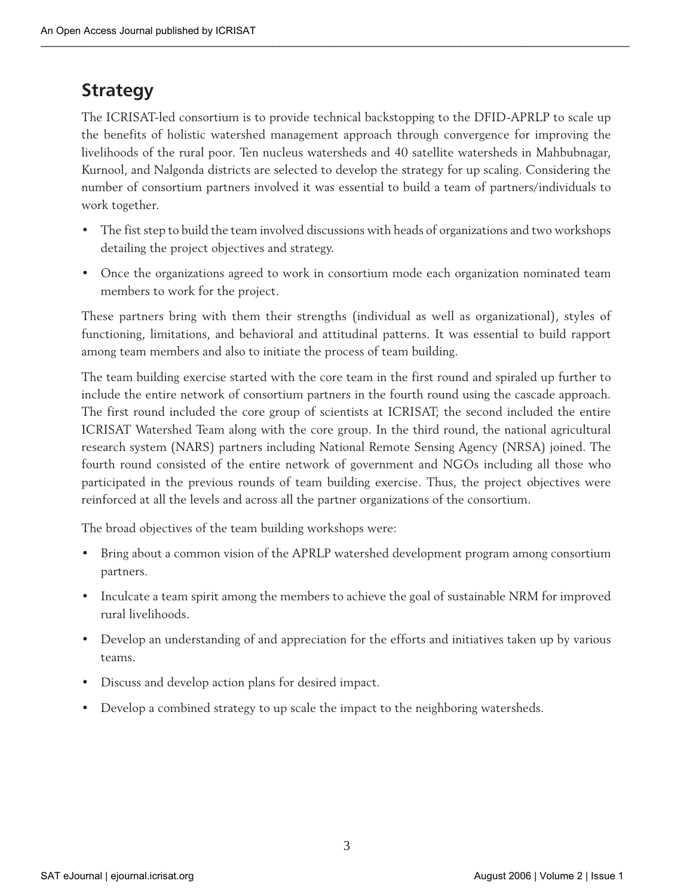## Strategy

The ICRISAT-led consortium is to provide technical backstopping to the DFID-APRLP to scale up the benefits of holistic watershed management approach through convergence for improving the livelihoods of the rural poor. Ten nucleus watersheds and 40 satellite watersheds in Mahbubnagar, Kurnool, and Nalgonda districts are selected to develop the strategy for up scaling. Considering the number of consortium partners involved it was essential to build a team of partners/individuals to work together.

- The fist step to build the team involved discussions with heads of organizations and two workshops detailing the project objectives and strategy.
- Once the organizations agreed to work in consortium mode each organization nominated team members to work for the project.

These partners bring with them their strengths (individual as well as organizational), styles of functioning, limitations, and behavioral and attitudinal patterns. It was essential to build rapport among team members and also to initiate the process of team building.

The team building exercise started with the core team in the first round and spiraled up further to include the entire network of consortium partners in the fourth round using the cascade approach. The first round included the core group of scientists at ICRISAT; the second included the entire ICRISAT Watershed Team along with the core group. In the third round, the national agricultural research system (NARS) partners including National Remote Sensing Agency (NRSA) joined. The fourth round consisted of the entire network of government and NGOs including all those who participated in the previous rounds of team building exercise. Thus, the project objectives were reinforced at all the levels and across all the partner organizations of the consortium.

The broad objectives of the team building workshops were:

- Bring about a common vision of the APRLP watershed development program among consortium partners.
- Inculcate a team spirit among the members to achieve the goal of sustainable NRM for improved rural livelihoods.
- Develop an understanding of and appreciation for the efforts and initiatives taken up by various teams.
- Discuss and develop action plans for desired impact.
- Develop a combined strategy to up scale the impact to the neighboring watersheds.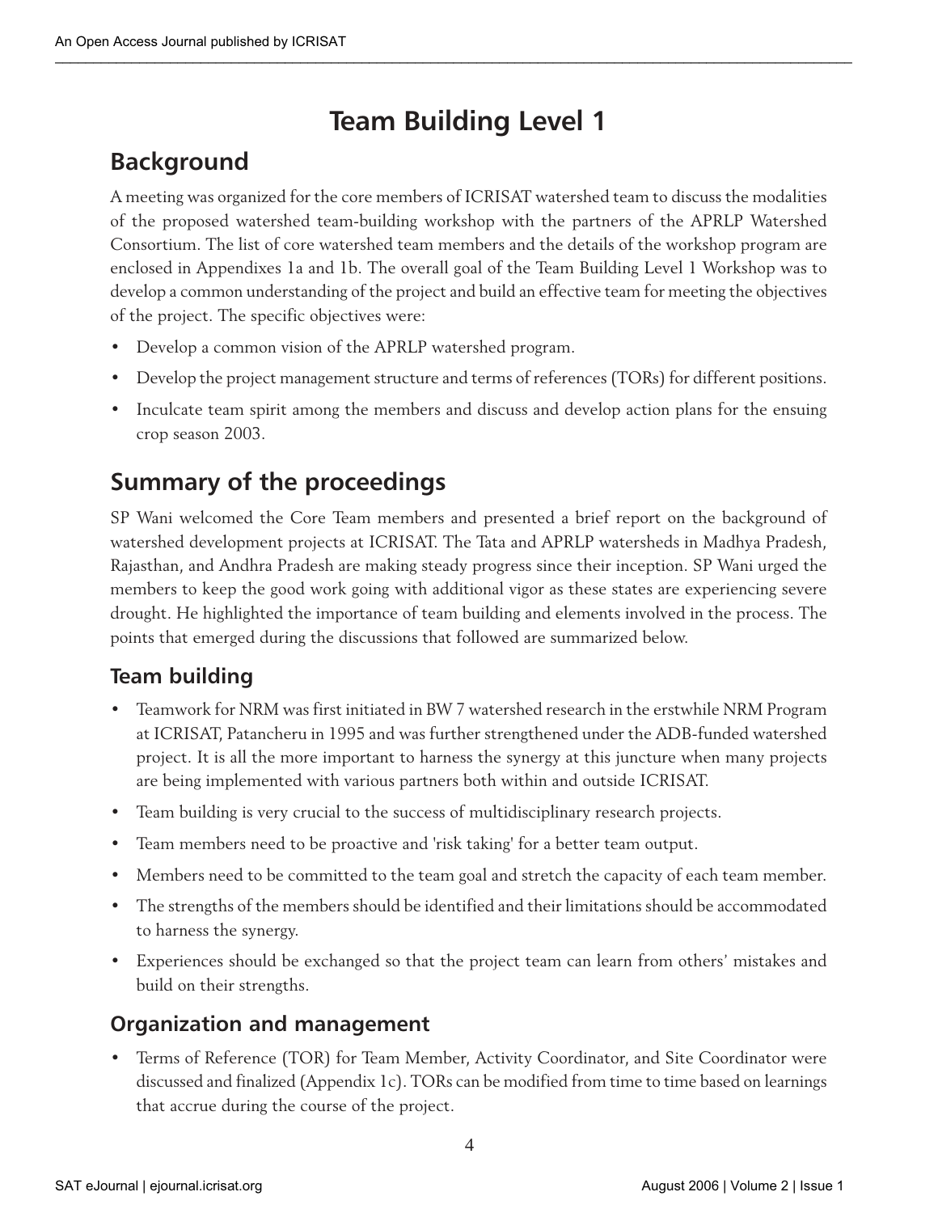# Team Building Level 1

## Background

A meeting was organized for the core members of ICRISAT watershed team to discuss the modalities of the proposed watershed team-building workshop with the partners of the APRLP Watershed Consortium. The list of core watershed team members and the details of the workshop program are enclosed in Appendixes 1a and 1b. The overall goal of the Team Building Level 1 Workshop was to develop a common understanding of the project and build an effective team for meeting the objectives of the project. The specific objectives were:

- Develop a common vision of the APRLP watershed program.
- Develop the project management structure and terms of references (TORs) for different positions.
- Inculcate team spirit among the members and discuss and develop action plans for the ensuing crop season 2003.

## Summary of the proceedings

SP Wani welcomed the Core Team members and presented a brief report on the background of watershed development projects at ICRISAT. The Tata and APRLP watersheds in Madhya Pradesh, Rajasthan, and Andhra Pradesh are making steady progress since their inception. SP Wani urged the members to keep the good work going with additional vigor as these states are experiencing severe drought. He highlighted the importance of team building and elements involved in the process. The points that emerged during the discussions that followed are summarized below.

### Team building

- Teamwork for NRM was first initiated in BW 7 watershed research in the erstwhile NRM Program at ICRISAT, Patancheru in 1995 and was further strengthened under the ADB-funded watershed project. It is all the more important to harness the synergy at this juncture when many projects are being implemented with various partners both within and outside ICRISAT.
- Team building is very crucial to the success of multidisciplinary research projects.
- Team members need to be proactive and 'risk taking' for a better team output.
- Members need to be committed to the team goal and stretch the capacity of each team member.
- The strengths of the members should be identified and their limitations should be accommodated to harness the synergy.
- Experiences should be exchanged so that the project team can learn from others' mistakes and build on their strengths.

### Organization and management

- Terms of Reference (TOR) for Team Member, Activity Coordinator, and Site Coordinator were discussed and finalized (Appendix 1c). TORs can be modified from time to time based on learnings that accrue during the course of the project.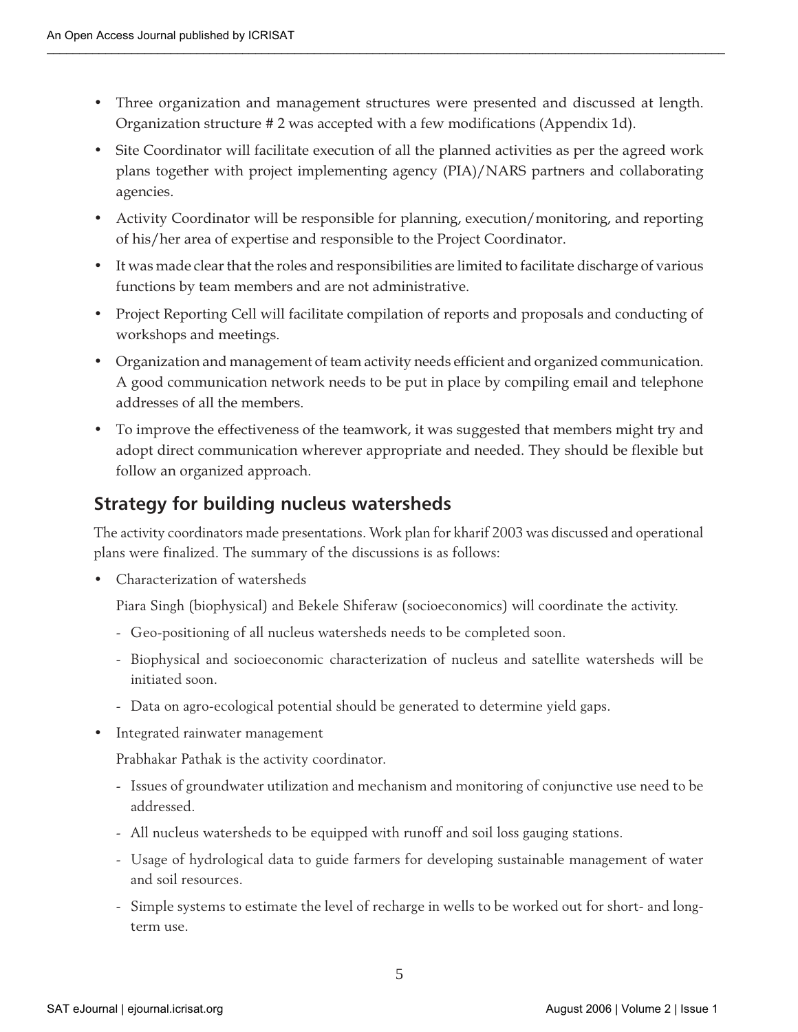- Three organization and management structures were presented and discussed at length. Organization structure # 2 was accepted with a few modifications (Appendix 1d).
- Site Coordinator will facilitate execution of all the planned activities as per the agreed work plans together with project implementing agency (PIA)/NARS partners and collaborating agencies.
- Activity Coordinator will be responsible for planning, execution/monitoring, and reporting of his/her area of expertise and responsible to the Project Coordinator.
- It was made clear that the roles and responsibilities are limited to facilitate discharge of various functions by team members and are not administrative.
- Project Reporting Cell will facilitate compilation of reports and proposals and conducting of workshops and meetings.
- Organization and management of team activity needs efficient and organized communication. A good communication network needs to be put in place by compiling email and telephone addresses of all the members.
- To improve the effectiveness of the teamwork, it was suggested that members might try and adopt direct communication wherever appropriate and needed. They should be flexible but follow an organized approach.

## Strategy for building nucleus watersheds

The activity coordinators made presentations. Work plan for kharif 2003 was discussed and operational plans were finalized. The summary of the discussions is as follows:

- Characterization of watersheds

  Piara Singh (biophysical) and Bekele Shiferaw (socioeconomics) will coordinate the activity.

  - Geo-positioning of all nucleus watersheds needs to be completed soon.
  - Biophysical and socioeconomic characterization of nucleus and satellite watersheds will be initiated soon.
  - Data on agro-ecological potential should be generated to determine yield gaps.

- Integrated rainwater management

  Prabhakar Pathak is the activity coordinator.

  - Issues of groundwater utilization and mechanism and monitoring of conjunctive use need to be addressed.
  - All nucleus watersheds to be equipped with runoff and soil loss gauging stations.
  - Usage of hydrological data to guide farmers for developing sustainable management of water and soil resources.
  - Simple systems to estimate the level of recharge in wells to be worked out for short- and long-term use.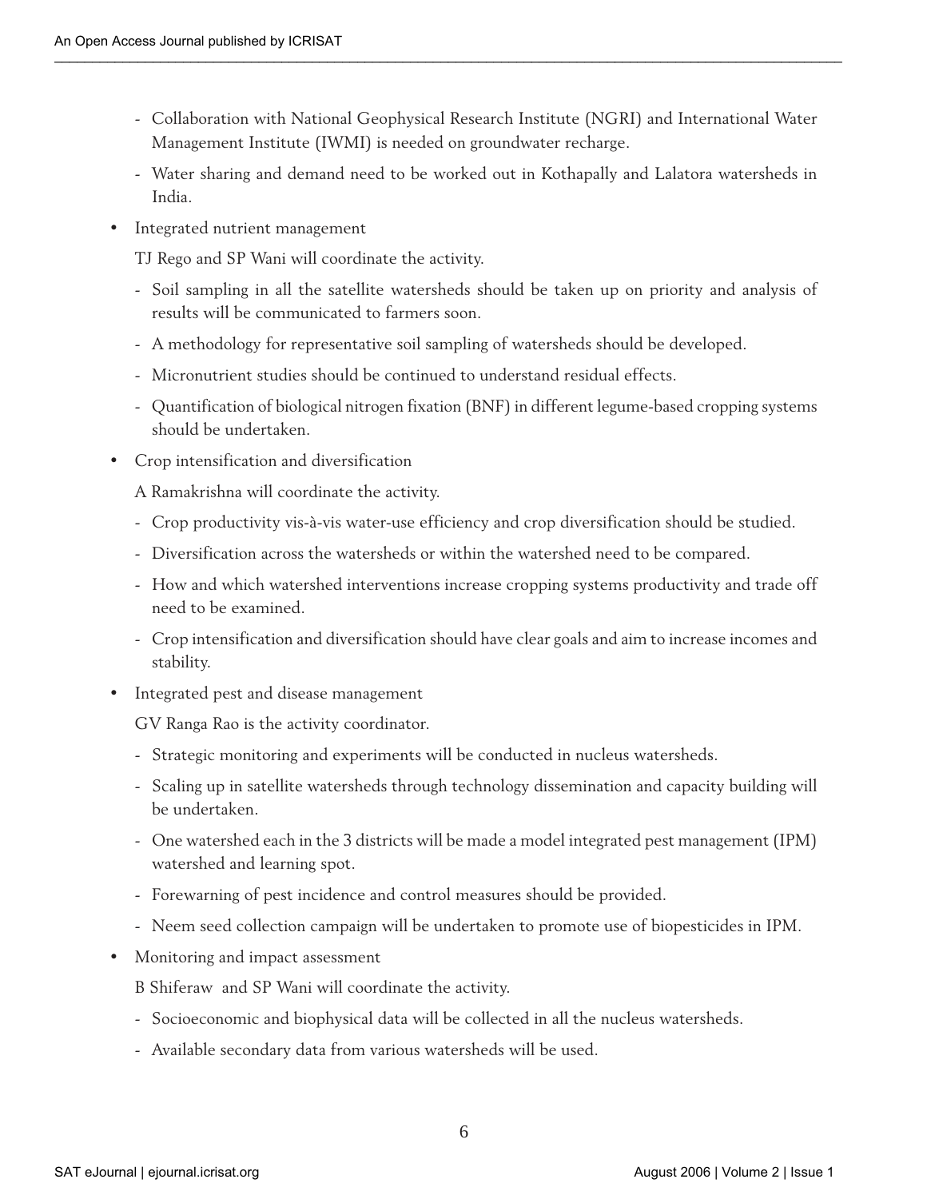- Collaboration with National Geophysical Research Institute (NGRI) and International Water Management Institute (IWMI) is needed on groundwater recharge.
- Water sharing and demand need to be worked out in Kothapally and Lalatora watersheds in India.

- Integrated nutrient management

  TJ Rego and SP Wani will coordinate the activity.

  - Soil sampling in all the satellite watersheds should be taken up on priority and analysis of results will be communicated to farmers soon.
  - A methodology for representative soil sampling of watersheds should be developed.
  - Micronutrient studies should be continued to understand residual effects.
  - Quantification of biological nitrogen fixation (BNF) in different legume-based cropping systems should be undertaken.

- Crop intensification and diversification

  A Ramakrishna will coordinate the activity.

  - Crop productivity vis-à-vis water-use efficiency and crop diversification should be studied.
  - Diversification across the watersheds or within the watershed need to be compared.
  - How and which watershed interventions increase cropping systems productivity and trade off need to be examined.
  - Crop intensification and diversification should have clear goals and aim to increase incomes and stability.

- Integrated pest and disease management

  GV Ranga Rao is the activity coordinator.

  - Strategic monitoring and experiments will be conducted in nucleus watersheds.
  - Scaling up in satellite watersheds through technology dissemination and capacity building will be undertaken.
  - One watershed each in the 3 districts will be made a model integrated pest management (IPM) watershed and learning spot.
  - Forewarning of pest incidence and control measures should be provided.
  - Neem seed collection campaign will be undertaken to promote use of biopesticides in IPM.

- Monitoring and impact assessment

  B Shiferaw and SP Wani will coordinate the activity.

  - Socioeconomic and biophysical data will be collected in all the nucleus watersheds.
  - Available secondary data from various watersheds will be used.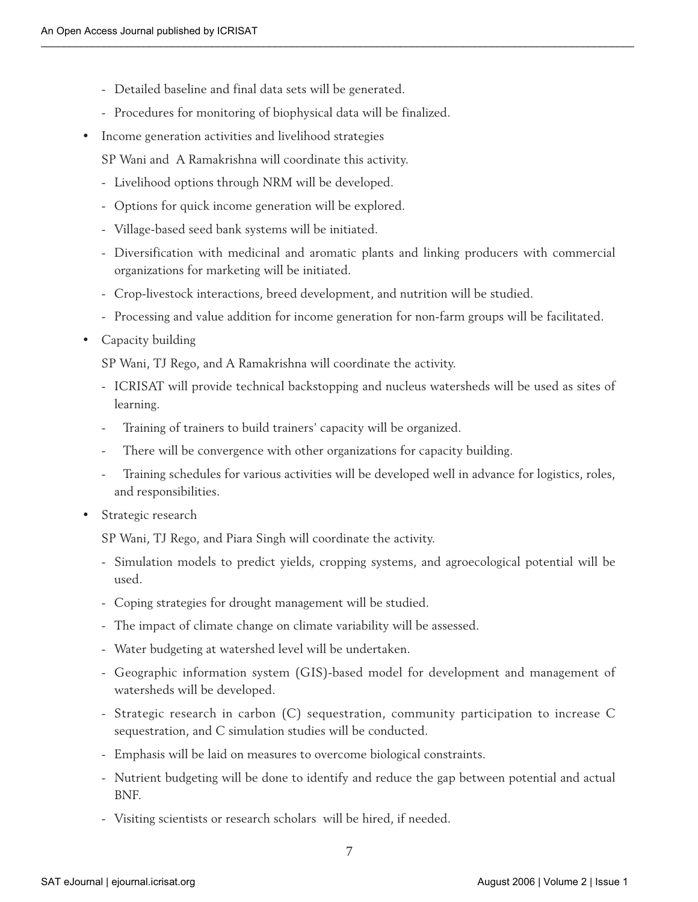- Detailed baseline and final data sets will be generated.
- Procedures for monitoring of biophysical data will be finalized.

- Income generation activities and livelihood strategies

  SP Wani and A Ramakrishna will coordinate this activity.

  - Livelihood options through NRM will be developed.
  - Options for quick income generation will be explored.
  - Village-based seed bank systems will be initiated.
  - Diversification with medicinal and aromatic plants and linking producers with commercial organizations for marketing will be initiated.
  - Crop-livestock interactions, breed development, and nutrition will be studied.
  - Processing and value addition for income generation for non-farm groups will be facilitated.

- Capacity building

  SP Wani, TJ Rego, and A Ramakrishna will coordinate the activity.

  - ICRISAT will provide technical backstopping and nucleus watersheds will be used as sites of learning.
  - Training of trainers to build trainers' capacity will be organized.
  - There will be convergence with other organizations for capacity building.
  - Training schedules for various activities will be developed well in advance for logistics, roles, and responsibilities.

- Strategic research

  SP Wani, TJ Rego, and Piara Singh will coordinate the activity.

  - Simulation models to predict yields, cropping systems, and agroecological potential will be used.
  - Coping strategies for drought management will be studied.
  - The impact of climate change on climate variability will be assessed.
  - Water budgeting at watershed level will be undertaken.
  - Geographic information system (GIS)-based model for development and management of watersheds will be developed.
  - Strategic research in carbon (C) sequestration, community participation to increase C sequestration, and C simulation studies will be conducted.
  - Emphasis will be laid on measures to overcome biological constraints.
  - Nutrient budgeting will be done to identify and reduce the gap between potential and actual BNF.
  - Visiting scientists or research scholars will be hired, if needed.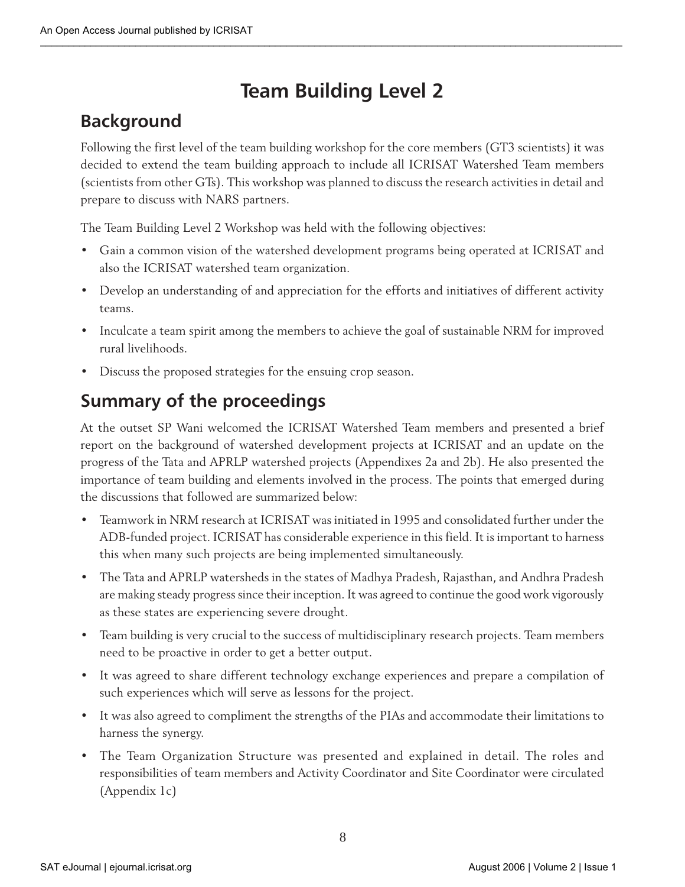# Team Building Level 2

## Background

Following the first level of the team building workshop for the core members (GT3 scientists) it was decided to extend the team building approach to include all ICRISAT Watershed Team members (scientists from other GTs). This workshop was planned to discuss the research activities in detail and prepare to discuss with NARS partners.

The Team Building Level 2 Workshop was held with the following objectives:

- Gain a common vision of the watershed development programs being operated at ICRISAT and also the ICRISAT watershed team organization.
- Develop an understanding of and appreciation for the efforts and initiatives of different activity teams.
- Inculcate a team spirit among the members to achieve the goal of sustainable NRM for improved rural livelihoods.
- Discuss the proposed strategies for the ensuing crop season.

## Summary of the proceedings

At the outset SP Wani welcomed the ICRISAT Watershed Team members and presented a brief report on the background of watershed development projects at ICRISAT and an update on the progress of the Tata and APRLP watershed projects (Appendixes 2a and 2b). He also presented the importance of team building and elements involved in the process. The points that emerged during the discussions that followed are summarized below:

- Teamwork in NRM research at ICRISAT was initiated in 1995 and consolidated further under the ADB-funded project. ICRISAT has considerable experience in this field. It is important to harness this when many such projects are being implemented simultaneously.
- The Tata and APRLP watersheds in the states of Madhya Pradesh, Rajasthan, and Andhra Pradesh are making steady progress since their inception. It was agreed to continue the good work vigorously as these states are experiencing severe drought.
- Team building is very crucial to the success of multidisciplinary research projects. Team members need to be proactive in order to get a better output.
- It was agreed to share different technology exchange experiences and prepare a compilation of such experiences which will serve as lessons for the project.
- It was also agreed to compliment the strengths of the PIAs and accommodate their limitations to harness the synergy.
- The Team Organization Structure was presented and explained in detail. The roles and responsibilities of team members and Activity Coordinator and Site Coordinator were circulated (Appendix 1c)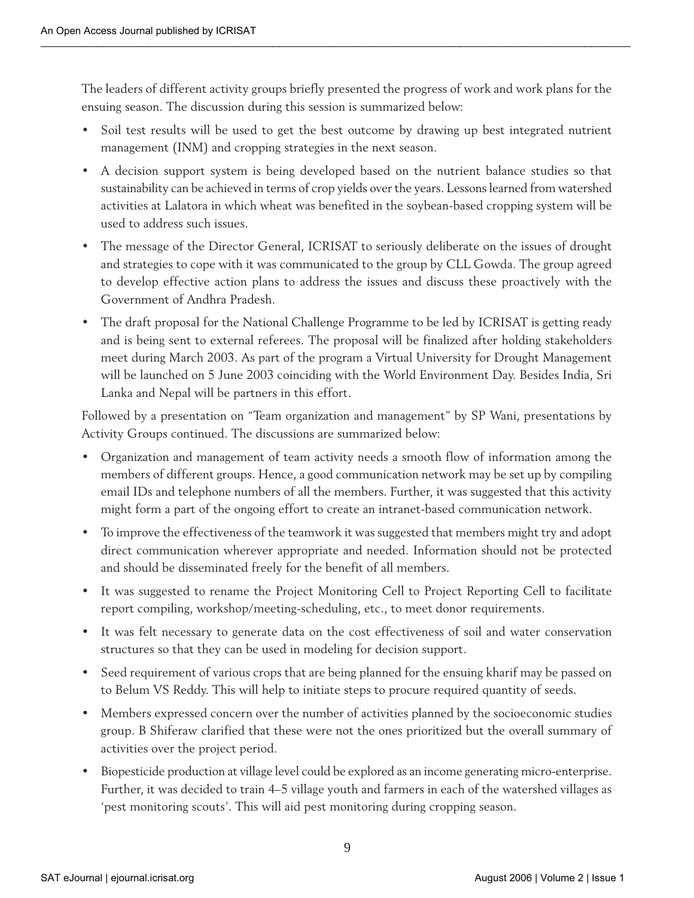The leaders of different activity groups briefly presented the progress of work and work plans for the ensuing season. The discussion during this session is summarized below:

- Soil test results will be used to get the best outcome by drawing up best integrated nutrient management (INM) and cropping strategies in the next season.
- A decision support system is being developed based on the nutrient balance studies so that sustainability can be achieved in terms of crop yields over the years. Lessons learned from watershed activities at Lalatora in which wheat was benefited in the soybean-based cropping system will be used to address such issues.
- The message of the Director General, ICRISAT to seriously deliberate on the issues of drought and strategies to cope with it was communicated to the group by CLL Gowda. The group agreed to develop effective action plans to address the issues and discuss these proactively with the Government of Andhra Pradesh.
- The draft proposal for the National Challenge Programme to be led by ICRISAT is getting ready and is being sent to external referees. The proposal will be finalized after holding stakeholders meet during March 2003. As part of the program a Virtual University for Drought Management will be launched on 5 June 2003 coinciding with the World Environment Day. Besides India, Sri Lanka and Nepal will be partners in this effort.

Followed by a presentation on "Team organization and management" by SP Wani, presentations by Activity Groups continued. The discussions are summarized below:

- Organization and management of team activity needs a smooth flow of information among the members of different groups. Hence, a good communication network may be set up by compiling email IDs and telephone numbers of all the members. Further, it was suggested that this activity might form a part of the ongoing effort to create an intranet-based communication network.
- To improve the effectiveness of the teamwork it was suggested that members might try and adopt direct communication wherever appropriate and needed. Information should not be protected and should be disseminated freely for the benefit of all members.
- It was suggested to rename the Project Monitoring Cell to Project Reporting Cell to facilitate report compiling, workshop/meeting-scheduling, etc., to meet donor requirements.
- It was felt necessary to generate data on the cost effectiveness of soil and water conservation structures so that they can be used in modeling for decision support.
- Seed requirement of various crops that are being planned for the ensuing kharif may be passed on to Belum VS Reddy. This will help to initiate steps to procure required quantity of seeds.
- Members expressed concern over the number of activities planned by the socioeconomic studies group. B Shiferaw clarified that these were not the ones prioritized but the overall summary of activities over the project period.
- Biopesticide production at village level could be explored as an income generating micro-enterprise. Further, it was decided to train 4–5 village youth and farmers in each of the watershed villages as 'pest monitoring scouts'. This will aid pest monitoring during cropping season.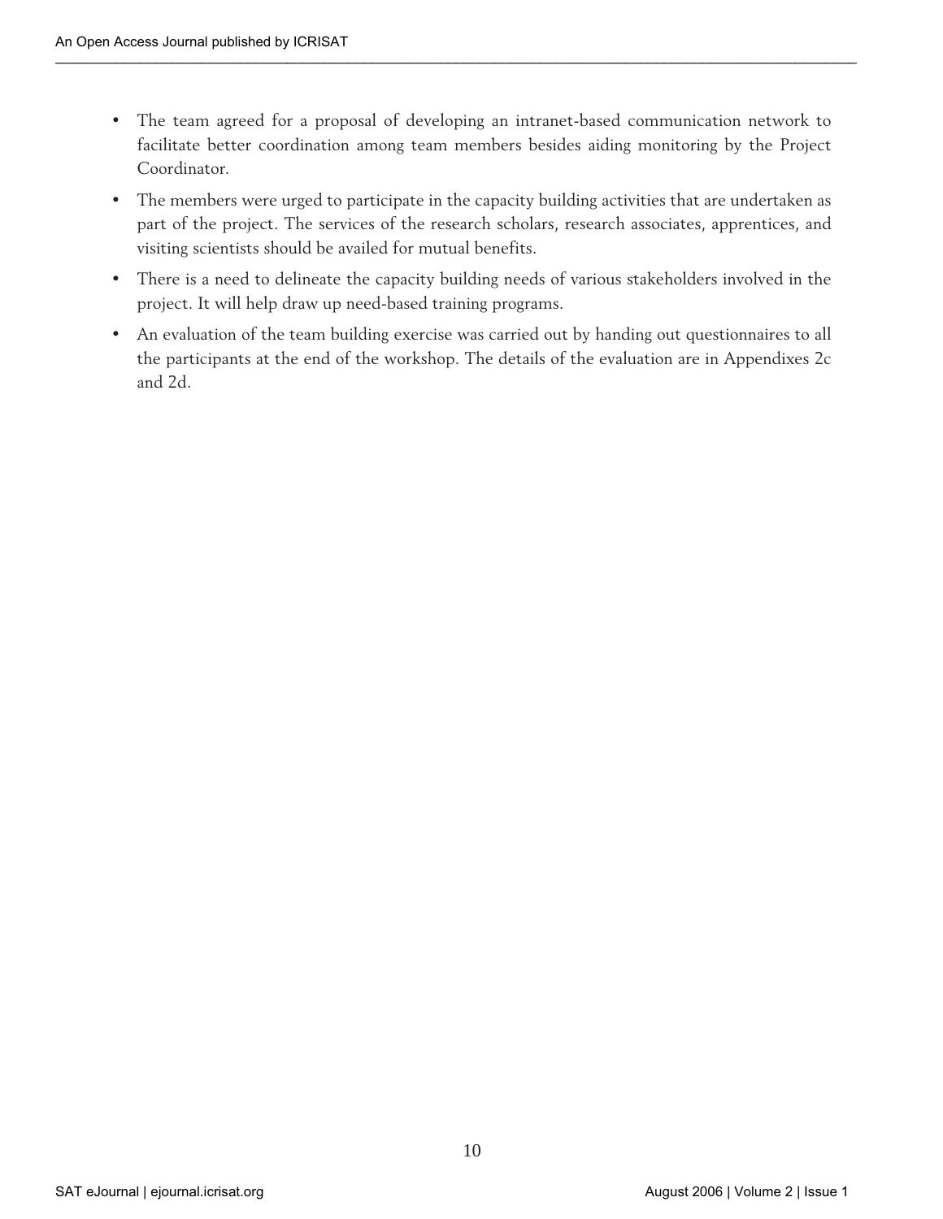- The team agreed for a proposal of developing an intranet-based communication network to facilitate better coordination among team members besides aiding monitoring by the Project Coordinator.
- The members were urged to participate in the capacity building activities that are undertaken as part of the project. The services of the research scholars, research associates, apprentices, and visiting scientists should be availed for mutual benefits.
- There is a need to delineate the capacity building needs of various stakeholders involved in the project. It will help draw up need-based training programs.
- An evaluation of the team building exercise was carried out by handing out questionnaires to all the participants at the end of the workshop. The details of the evaluation are in Appendixes 2c and 2d.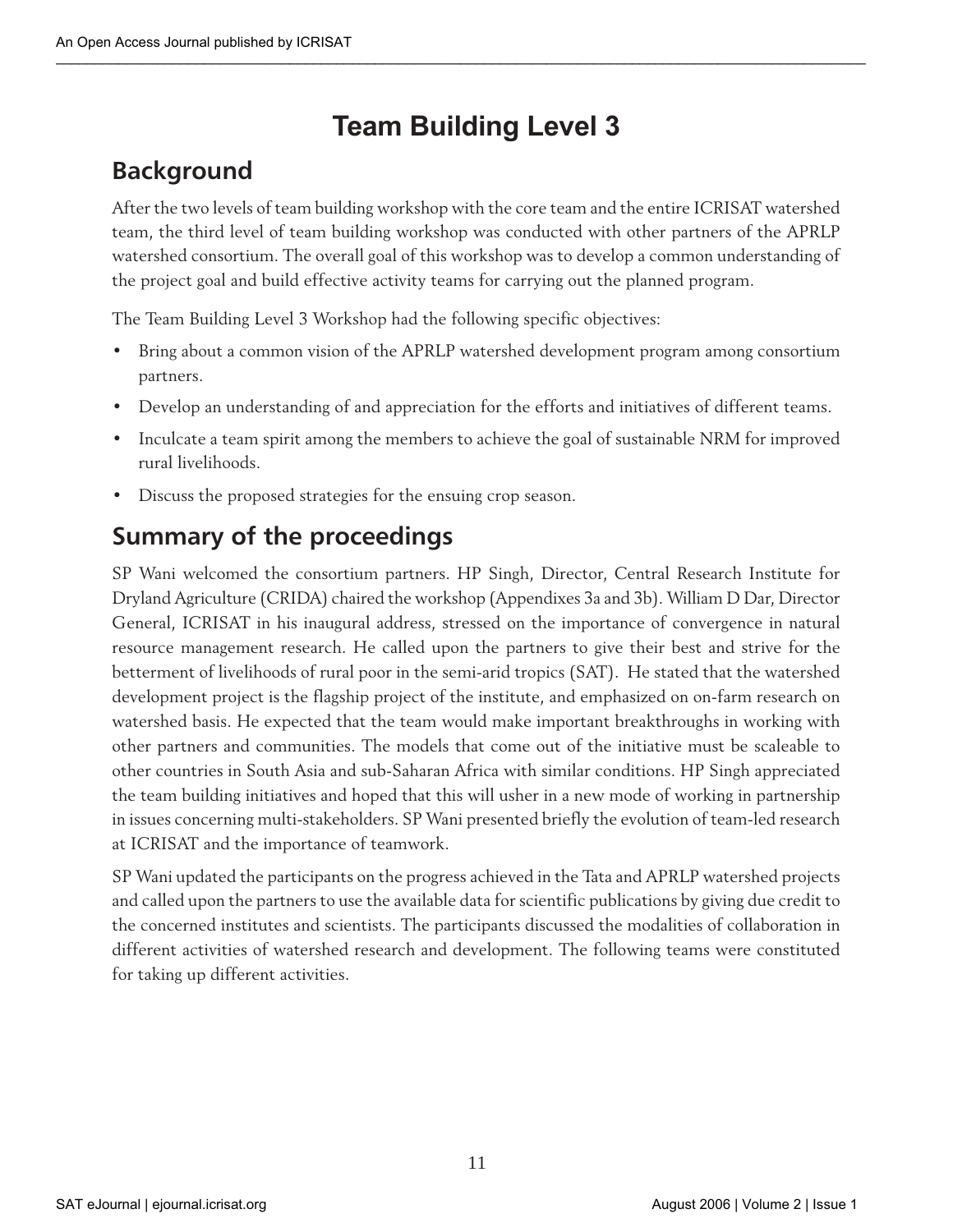# Team Building Level 3

## Background

After the two levels of team building workshop with the core team and the entire ICRISAT watershed team, the third level of team building workshop was conducted with other partners of the APRLP watershed consortium. The overall goal of this workshop was to develop a common understanding of the project goal and build effective activity teams for carrying out the planned program.

The Team Building Level 3 Workshop had the following specific objectives:

- Bring about a common vision of the APRLP watershed development program among consortium partners.
- Develop an understanding of and appreciation for the efforts and initiatives of different teams.
- Inculcate a team spirit among the members to achieve the goal of sustainable NRM for improved rural livelihoods.
- Discuss the proposed strategies for the ensuing crop season.

## Summary of the proceedings

SP Wani welcomed the consortium partners. HP Singh, Director, Central Research Institute for Dryland Agriculture (CRIDA) chaired the workshop (Appendixes 3a and 3b). William D Dar, Director General, ICRISAT in his inaugural address, stressed on the importance of convergence in natural resource management research. He called upon the partners to give their best and strive for the betterment of livelihoods of rural poor in the semi-arid tropics (SAT). He stated that the watershed development project is the flagship project of the institute, and emphasized on on-farm research on watershed basis. He expected that the team would make important breakthroughs in working with other partners and communities. The models that come out of the initiative must be scaleable to other countries in South Asia and sub-Saharan Africa with similar conditions. HP Singh appreciated the team building initiatives and hoped that this will usher in a new mode of working in partnership in issues concerning multi-stakeholders. SP Wani presented briefly the evolution of team-led research at ICRISAT and the importance of teamwork.

SP Wani updated the participants on the progress achieved in the Tata and APRLP watershed projects and called upon the partners to use the available data for scientific publications by giving due credit to the concerned institutes and scientists. The participants discussed the modalities of collaboration in different activities of watershed research and development. The following teams were constituted for taking up different activities.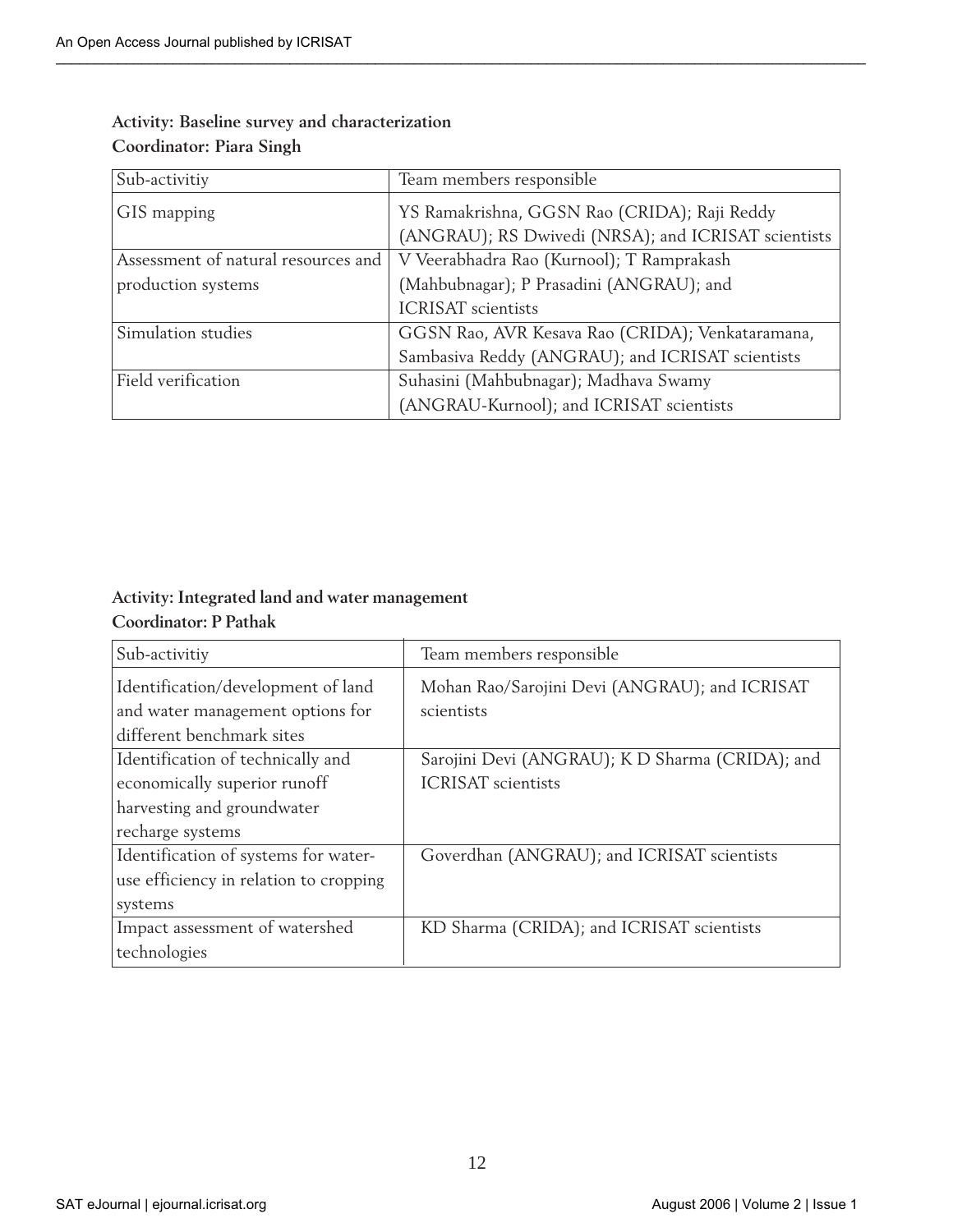**Activity: Baseline survey and characterization**
**Coordinator: Piara Singh**

| Sub-activitiy | Team members responsible |
|---|---|
| GIS mapping | YS Ramakrishna, GGSN Rao (CRIDA); Raji Reddy (ANGRAU); RS Dwivedi (NRSA); and ICRISAT scientists |
| Assessment of natural resources and production systems | V Veerabhadra Rao (Kurnool); T Ramprakash (Mahbubnagar); P Prasadini (ANGRAU); and ICRISAT scientists |
| Simulation studies | GGSN Rao, AVR Kesava Rao (CRIDA); Venkataramana, Sambasiva Reddy (ANGRAU); and ICRISAT scientists |
| Field verification | Suhasini (Mahbubnagar); Madhava Swamy (ANGRAU-Kurnool); and ICRISAT scientists |

**Activity: Integrated land and water management**
**Coordinator: P Pathak**

| Sub-activitiy | Team members responsible |
|---|---|
| Identification/development of land and water management options for different benchmark sites | Mohan Rao/Sarojini Devi (ANGRAU); and ICRISAT scientists |
| Identification of technically and economically superior runoff harvesting and groundwater recharge systems | Sarojini Devi (ANGRAU); K D Sharma (CRIDA); and ICRISAT scientists |
| Identification of systems for water-use efficiency in relation to cropping systems | Goverdhan (ANGRAU); and ICRISAT scientists |
| Impact assessment of watershed technologies | KD Sharma (CRIDA); and ICRISAT scientists |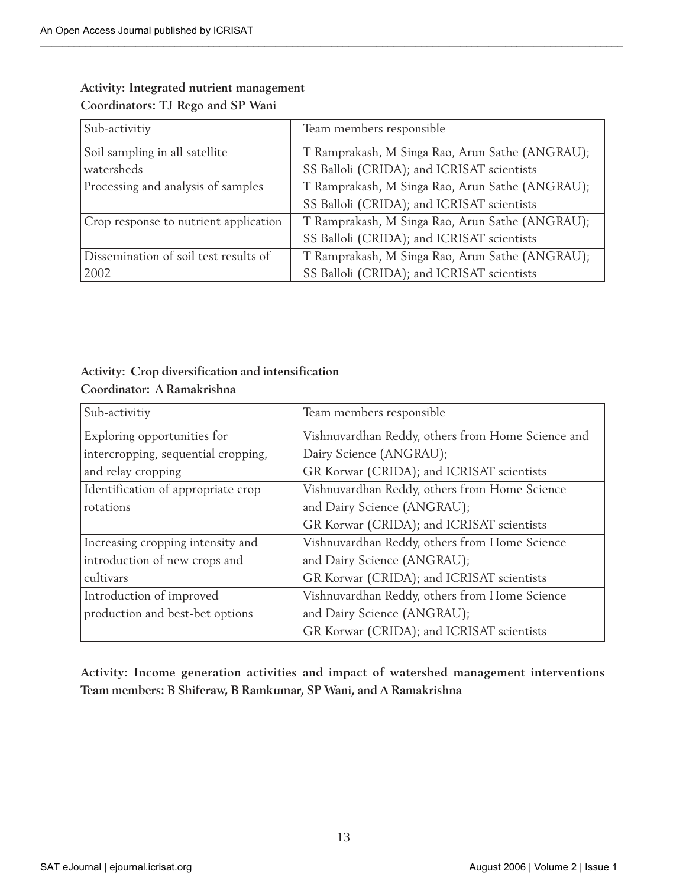**Activity: Integrated nutrient management**
**Coordinators: TJ Rego and SP Wani**

| Sub-activitiy | Team members responsible |
|---|---|
| Soil sampling in all satellite watersheds | T Ramprakash, M Singa Rao, Arun Sathe (ANGRAU); SS Balloli (CRIDA); and ICRISAT scientists |
| Processing and analysis of samples | T Ramprakash, M Singa Rao, Arun Sathe (ANGRAU); SS Balloli (CRIDA); and ICRISAT scientists |
| Crop response to nutrient application | T Ramprakash, M Singa Rao, Arun Sathe (ANGRAU); SS Balloli (CRIDA); and ICRISAT scientists |
| Dissemination of soil test results of 2002 | T Ramprakash, M Singa Rao, Arun Sathe (ANGRAU); SS Balloli (CRIDA); and ICRISAT scientists |

**Activity: Crop diversification and intensification**
**Coordinator: A Ramakrishna**

| Sub-activitiy | Team members responsible |
|---|---|
| Exploring opportunities for intercropping, sequential cropping, and relay cropping | Vishnuvardhan Reddy, others from Home Science and Dairy Science (ANGRAU); GR Korwar (CRIDA); and ICRISAT scientists |
| Identification of appropriate crop rotations | Vishnuvardhan Reddy, others from Home Science and Dairy Science (ANGRAU); GR Korwar (CRIDA); and ICRISAT scientists |
| Increasing cropping intensity and introduction of new crops and cultivars | Vishnuvardhan Reddy, others from Home Science and Dairy Science (ANGRAU); GR Korwar (CRIDA); and ICRISAT scientists |
| Introduction of improved production and best-bet options | Vishnuvardhan Reddy, others from Home Science and Dairy Science (ANGRAU); GR Korwar (CRIDA); and ICRISAT scientists |

**Activity: Income generation activities and impact of watershed management interventions**
**Team members: B Shiferaw, B Ramkumar, SP Wani, and A Ramakrishna**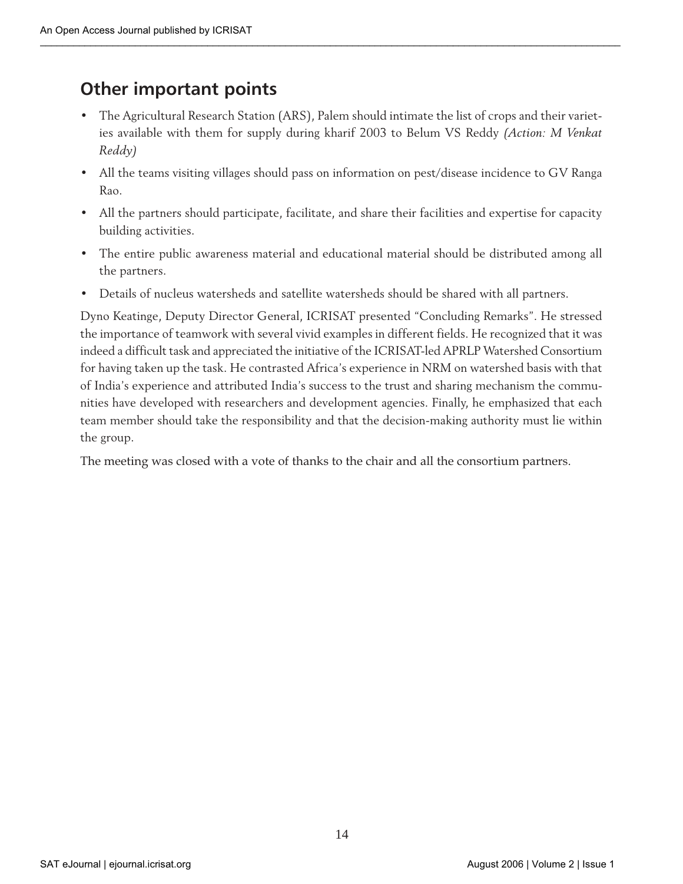## Other important points

- The Agricultural Research Station (ARS), Palem should intimate the list of crops and their varieties available with them for supply during kharif 2003 to Belum VS Reddy *(Action: M Venkat Reddy)*
- All the teams visiting villages should pass on information on pest/disease incidence to GV Ranga Rao.
- All the partners should participate, facilitate, and share their facilities and expertise for capacity building activities.
- The entire public awareness material and educational material should be distributed among all the partners.
- Details of nucleus watersheds and satellite watersheds should be shared with all partners.

Dyno Keatinge, Deputy Director General, ICRISAT presented "Concluding Remarks". He stressed the importance of teamwork with several vivid examples in different fields. He recognized that it was indeed a difficult task and appreciated the initiative of the ICRISAT-led APRLP Watershed Consortium for having taken up the task. He contrasted Africa's experience in NRM on watershed basis with that of India's experience and attributed India's success to the trust and sharing mechanism the communities have developed with researchers and development agencies. Finally, he emphasized that each team member should take the responsibility and that the decision-making authority must lie within the group.

The meeting was closed with a vote of thanks to the chair and all the consortium partners.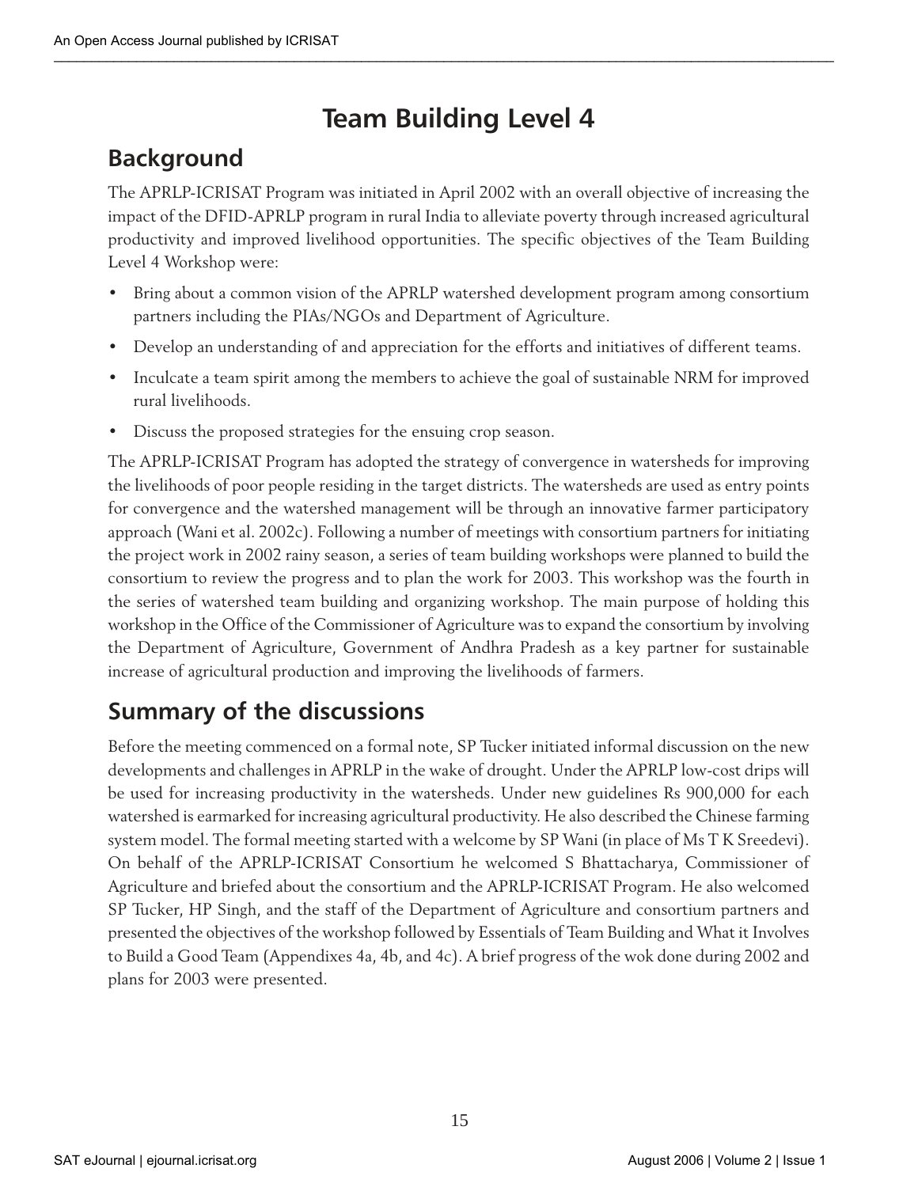# Team Building Level 4

## Background

The APRLP-ICRISAT Program was initiated in April 2002 with an overall objective of increasing the impact of the DFID-APRLP program in rural India to alleviate poverty through increased agricultural productivity and improved livelihood opportunities. The specific objectives of the Team Building Level 4 Workshop were:

- Bring about a common vision of the APRLP watershed development program among consortium partners including the PIAs/NGOs and Department of Agriculture.
- Develop an understanding of and appreciation for the efforts and initiatives of different teams.
- Inculcate a team spirit among the members to achieve the goal of sustainable NRM for improved rural livelihoods.
- Discuss the proposed strategies for the ensuing crop season.

The APRLP-ICRISAT Program has adopted the strategy of convergence in watersheds for improving the livelihoods of poor people residing in the target districts. The watersheds are used as entry points for convergence and the watershed management will be through an innovative farmer participatory approach (Wani et al. 2002c). Following a number of meetings with consortium partners for initiating the project work in 2002 rainy season, a series of team building workshops were planned to build the consortium to review the progress and to plan the work for 2003. This workshop was the fourth in the series of watershed team building and organizing workshop. The main purpose of holding this workshop in the Office of the Commissioner of Agriculture was to expand the consortium by involving the Department of Agriculture, Government of Andhra Pradesh as a key partner for sustainable increase of agricultural production and improving the livelihoods of farmers.

## Summary of the discussions

Before the meeting commenced on a formal note, SP Tucker initiated informal discussion on the new developments and challenges in APRLP in the wake of drought. Under the APRLP low-cost drips will be used for increasing productivity in the watersheds. Under new guidelines Rs 900,000 for each watershed is earmarked for increasing agricultural productivity. He also described the Chinese farming system model. The formal meeting started with a welcome by SP Wani (in place of Ms T K Sreedevi). On behalf of the APRLP-ICRISAT Consortium he welcomed S Bhattacharya, Commissioner of Agriculture and briefed about the consortium and the APRLP-ICRISAT Program. He also welcomed SP Tucker, HP Singh, and the staff of the Department of Agriculture and consortium partners and presented the objectives of the workshop followed by Essentials of Team Building and What it Involves to Build a Good Team (Appendixes 4a, 4b, and 4c). A brief progress of the wok done during 2002 and plans for 2003 were presented.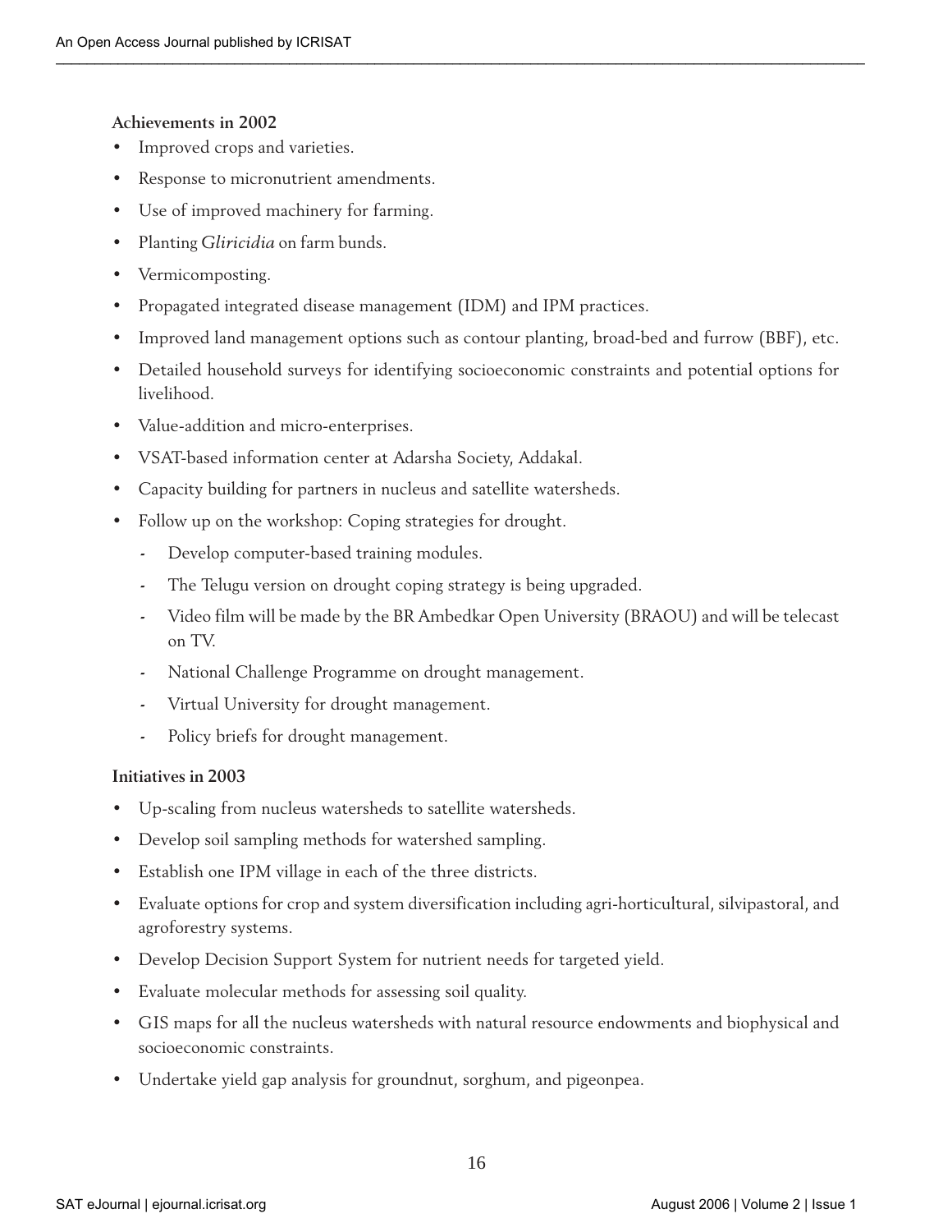**Achievements in 2002**

- Improved crops and varieties.
- Response to micronutrient amendments.
- Use of improved machinery for farming.
- Planting *Gliricidia* on farm bunds.
- Vermicomposting.
- Propagated integrated disease management (IDM) and IPM practices.
- Improved land management options such as contour planting, broad-bed and furrow (BBF), etc.
- Detailed household surveys for identifying socioeconomic constraints and potential options for livelihood.
- Value-addition and micro-enterprises.
- VSAT-based information center at Adarsha Society, Addakal.
- Capacity building for partners in nucleus and satellite watersheds.
- Follow up on the workshop: Coping strategies for drought.
  - Develop computer-based training modules.
  - The Telugu version on drought coping strategy is being upgraded.
  - Video film will be made by the BR Ambedkar Open University (BRAOU) and will be telecast on TV.
  - National Challenge Programme on drought management.
  - Virtual University for drought management.
  - Policy briefs for drought management.

**Initiatives in 2003**

- Up-scaling from nucleus watersheds to satellite watersheds.
- Develop soil sampling methods for watershed sampling.
- Establish one IPM village in each of the three districts.
- Evaluate options for crop and system diversification including agri-horticultural, silvipastoral, and agroforestry systems.
- Develop Decision Support System for nutrient needs for targeted yield.
- Evaluate molecular methods for assessing soil quality.
- GIS maps for all the nucleus watersheds with natural resource endowments and biophysical and socioeconomic constraints.
- Undertake yield gap analysis for groundnut, sorghum, and pigeonpea.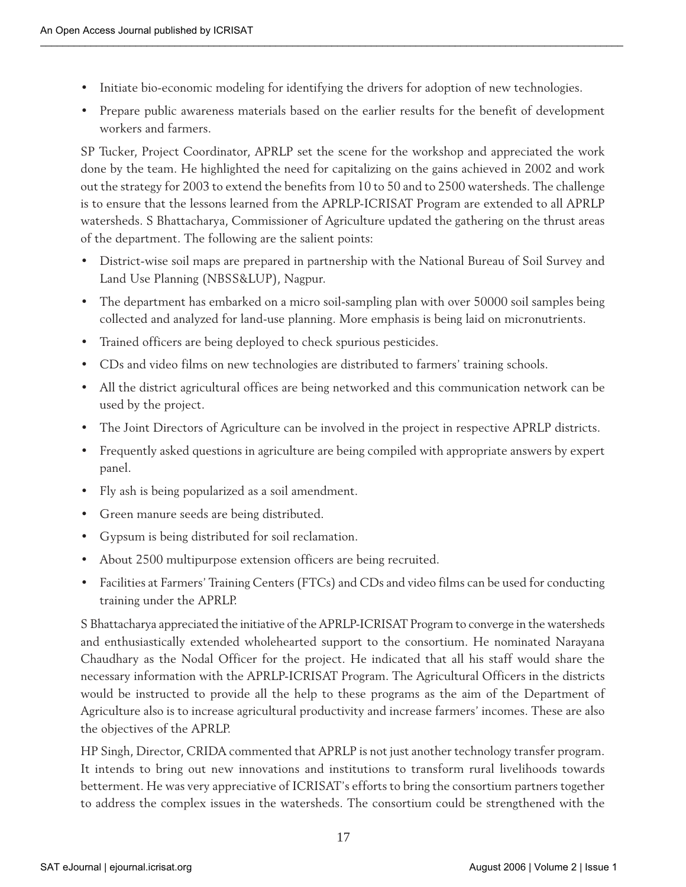- Initiate bio-economic modeling for identifying the drivers for adoption of new technologies.
- Prepare public awareness materials based on the earlier results for the benefit of development workers and farmers.

SP Tucker, Project Coordinator, APRLP set the scene for the workshop and appreciated the work done by the team. He highlighted the need for capitalizing on the gains achieved in 2002 and work out the strategy for 2003 to extend the benefits from 10 to 50 and to 2500 watersheds. The challenge is to ensure that the lessons learned from the APRLP-ICRISAT Program are extended to all APRLP watersheds. S Bhattacharya, Commissioner of Agriculture updated the gathering on the thrust areas of the department. The following are the salient points:

- District-wise soil maps are prepared in partnership with the National Bureau of Soil Survey and Land Use Planning (NBSS&LUP), Nagpur.
- The department has embarked on a micro soil-sampling plan with over 50000 soil samples being collected and analyzed for land-use planning. More emphasis is being laid on micronutrients.
- Trained officers are being deployed to check spurious pesticides.
- CDs and video films on new technologies are distributed to farmers' training schools.
- All the district agricultural offices are being networked and this communication network can be used by the project.
- The Joint Directors of Agriculture can be involved in the project in respective APRLP districts.
- Frequently asked questions in agriculture are being compiled with appropriate answers by expert panel.
- Fly ash is being popularized as a soil amendment.
- Green manure seeds are being distributed.
- Gypsum is being distributed for soil reclamation.
- About 2500 multipurpose extension officers are being recruited.
- Facilities at Farmers' Training Centers (FTCs) and CDs and video films can be used for conducting training under the APRLP.

S Bhattacharya appreciated the initiative of the APRLP-ICRISAT Program to converge in the watersheds and enthusiastically extended wholehearted support to the consortium. He nominated Narayana Chaudhary as the Nodal Officer for the project. He indicated that all his staff would share the necessary information with the APRLP-ICRISAT Program. The Agricultural Officers in the districts would be instructed to provide all the help to these programs as the aim of the Department of Agriculture also is to increase agricultural productivity and increase farmers' incomes. These are also the objectives of the APRLP.

HP Singh, Director, CRIDA commented that APRLP is not just another technology transfer program. It intends to bring out new innovations and institutions to transform rural livelihoods towards betterment. He was very appreciative of ICRISAT's efforts to bring the consortium partners together to address the complex issues in the watersheds. The consortium could be strengthened with the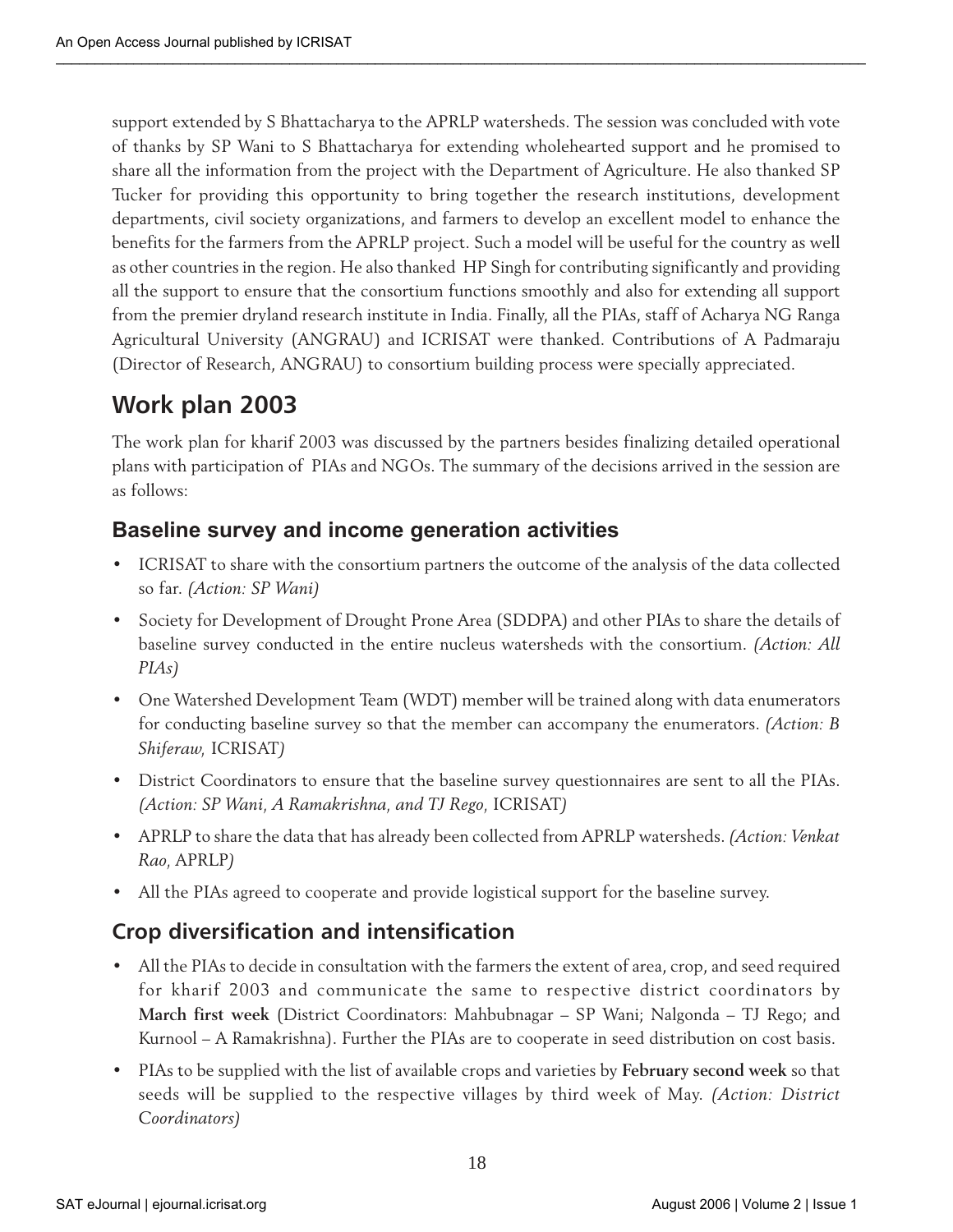support extended by S Bhattacharya to the APRLP watersheds. The session was concluded with vote of thanks by SP Wani to S Bhattacharya for extending wholehearted support and he promised to share all the information from the project with the Department of Agriculture. He also thanked SP Tucker for providing this opportunity to bring together the research institutions, development departments, civil society organizations, and farmers to develop an excellent model to enhance the benefits for the farmers from the APRLP project. Such a model will be useful for the country as well as other countries in the region. He also thanked HP Singh for contributing significantly and providing all the support to ensure that the consortium functions smoothly and also for extending all support from the premier dryland research institute in India. Finally, all the PIAs, staff of Acharya NG Ranga Agricultural University (ANGRAU) and ICRISAT were thanked. Contributions of A Padmaraju (Director of Research, ANGRAU) to consortium building process were specially appreciated.

## Work plan 2003

The work plan for kharif 2003 was discussed by the partners besides finalizing detailed operational plans with participation of PIAs and NGOs. The summary of the decisions arrived in the session are as follows:

### Baseline survey and income generation activities

- ICRISAT to share with the consortium partners the outcome of the analysis of the data collected so far. *(Action: SP Wani)*
- Society for Development of Drought Prone Area (SDDPA) and other PIAs to share the details of baseline survey conducted in the entire nucleus watersheds with the consortium. *(Action: All PIAs)*
- One Watershed Development Team (WDT) member will be trained along with data enumerators for conducting baseline survey so that the member can accompany the enumerators. *(Action: B Shiferaw,* ICRISAT*)*
- District Coordinators to ensure that the baseline survey questionnaires are sent to all the PIAs. *(Action: SP Wani, A Ramakrishna, and TJ Rego,* ICRISAT*)*
- APRLP to share the data that has already been collected from APRLP watersheds. *(Action: Venkat Rao,* APRLP*)*
- All the PIAs agreed to cooperate and provide logistical support for the baseline survey.

### Crop diversification and intensification

- All the PIAs to decide in consultation with the farmers the extent of area, crop, and seed required for kharif 2003 and communicate the same to respective district coordinators by **March first week** (District Coordinators: Mahbubnagar – SP Wani; Nalgonda – TJ Rego; and Kurnool – A Ramakrishna). Further the PIAs are to cooperate in seed distribution on cost basis.
- PIAs to be supplied with the list of available crops and varieties by **February second week** so that seeds will be supplied to the respective villages by third week of May. *(Action: District Coordinators)*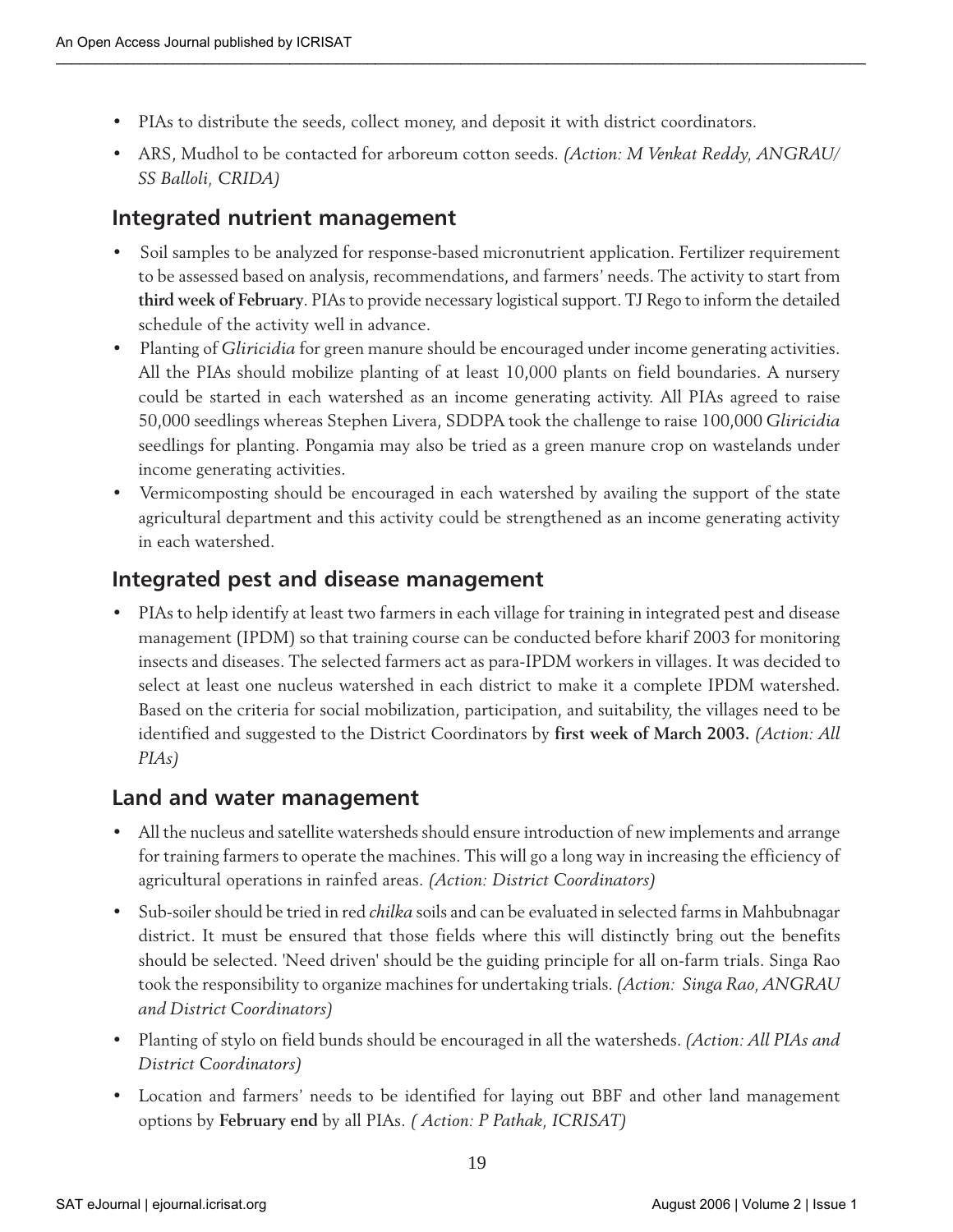- PIAs to distribute the seeds, collect money, and deposit it with district coordinators.
- ARS, Mudhol to be contacted for arboreum cotton seeds. *(Action: M Venkat Reddy, ANGRAU/ SS Balloli, CRIDA)*

## Integrated nutrient management

- Soil samples to be analyzed for response-based micronutrient application. Fertilizer requirement to be assessed based on analysis, recommendations, and farmers' needs. The activity to start from **third week of February**. PIAs to provide necessary logistical support. TJ Rego to inform the detailed schedule of the activity well in advance.
- Planting of *Gliricidia* for green manure should be encouraged under income generating activities. All the PIAs should mobilize planting of at least 10,000 plants on field boundaries. A nursery could be started in each watershed as an income generating activity. All PIAs agreed to raise 50,000 seedlings whereas Stephen Livera, SDDPA took the challenge to raise 100,000 *Gliricidia* seedlings for planting. Pongamia may also be tried as a green manure crop on wastelands under income generating activities.
- Vermicomposting should be encouraged in each watershed by availing the support of the state agricultural department and this activity could be strengthened as an income generating activity in each watershed.

## Integrated pest and disease management

- PIAs to help identify at least two farmers in each village for training in integrated pest and disease management (IPDM) so that training course can be conducted before kharif 2003 for monitoring insects and diseases. The selected farmers act as para-IPDM workers in villages. It was decided to select at least one nucleus watershed in each district to make it a complete IPDM watershed. Based on the criteria for social mobilization, participation, and suitability, the villages need to be identified and suggested to the District Coordinators by **first week of March 2003.** *(Action: All PIAs)*

## Land and water management

- All the nucleus and satellite watersheds should ensure introduction of new implements and arrange for training farmers to operate the machines. This will go a long way in increasing the efficiency of agricultural operations in rainfed areas. *(Action: District Coordinators)*
- Sub-soiler should be tried in red *chilka* soils and can be evaluated in selected farms in Mahbubnagar district. It must be ensured that those fields where this will distinctly bring out the benefits should be selected. 'Need driven' should be the guiding principle for all on-farm trials. Singa Rao took the responsibility to organize machines for undertaking trials. *(Action: Singa Rao, ANGRAU and District Coordinators)*
- Planting of stylo on field bunds should be encouraged in all the watersheds. *(Action: All PIAs and District Coordinators)*
- Location and farmers' needs to be identified for laying out BBF and other land management options by **February end** by all PIAs. *( Action: P Pathak, ICRISAT)*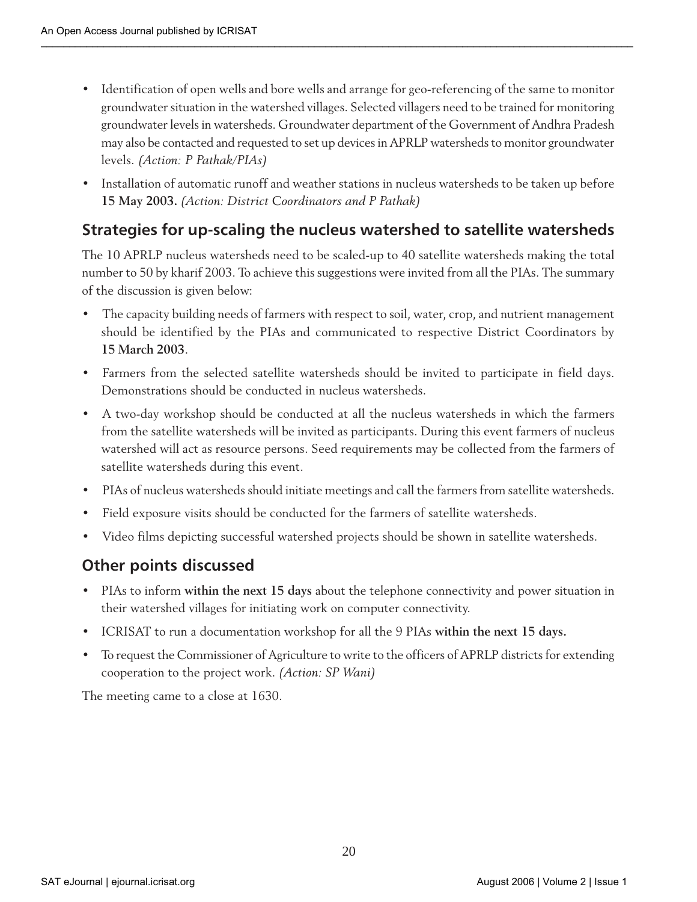- Identification of open wells and bore wells and arrange for geo-referencing of the same to monitor groundwater situation in the watershed villages. Selected villagers need to be trained for monitoring groundwater levels in watersheds. Groundwater department of the Government of Andhra Pradesh may also be contacted and requested to set up devices in APRLP watersheds to monitor groundwater levels. *(Action: P Pathak/PIAs)*
- Installation of automatic runoff and weather stations in nucleus watersheds to be taken up before **15 May 2003.** *(Action: District Coordinators and P Pathak)*

## Strategies for up-scaling the nucleus watershed to satellite watersheds

The 10 APRLP nucleus watersheds need to be scaled-up to 40 satellite watersheds making the total number to 50 by kharif 2003. To achieve this suggestions were invited from all the PIAs. The summary of the discussion is given below:

- The capacity building needs of farmers with respect to soil, water, crop, and nutrient management should be identified by the PIAs and communicated to respective District Coordinators by **15 March 2003**.
- Farmers from the selected satellite watersheds should be invited to participate in field days. Demonstrations should be conducted in nucleus watersheds.
- A two-day workshop should be conducted at all the nucleus watersheds in which the farmers from the satellite watersheds will be invited as participants. During this event farmers of nucleus watershed will act as resource persons. Seed requirements may be collected from the farmers of satellite watersheds during this event.
- PIAs of nucleus watersheds should initiate meetings and call the farmers from satellite watersheds.
- Field exposure visits should be conducted for the farmers of satellite watersheds.
- Video films depicting successful watershed projects should be shown in satellite watersheds.

## Other points discussed

- PIAs to inform **within the next 15 days** about the telephone connectivity and power situation in their watershed villages for initiating work on computer connectivity.
- ICRISAT to run a documentation workshop for all the 9 PIAs **within the next 15 days.**
- To request the Commissioner of Agriculture to write to the officers of APRLP districts for extending cooperation to the project work. *(Action: SP Wani)*

The meeting came to a close at 1630.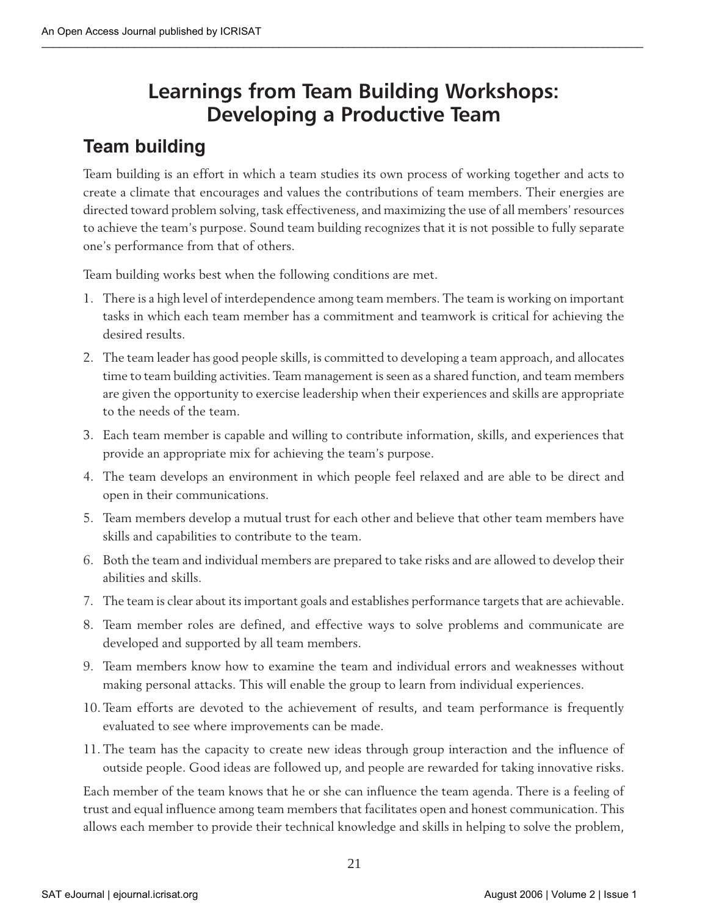# Learnings from Team Building Workshops: Developing a Productive Team

## Team building

Team building is an effort in which a team studies its own process of working together and acts to create a climate that encourages and values the contributions of team members. Their energies are directed toward problem solving, task effectiveness, and maximizing the use of all members' resources to achieve the team's purpose. Sound team building recognizes that it is not possible to fully separate one's performance from that of others.

Team building works best when the following conditions are met.

1. There is a high level of interdependence among team members. The team is working on important tasks in which each team member has a commitment and teamwork is critical for achieving the desired results.
2. The team leader has good people skills, is committed to developing a team approach, and allocates time to team building activities. Team management is seen as a shared function, and team members are given the opportunity to exercise leadership when their experiences and skills are appropriate to the needs of the team.
3. Each team member is capable and willing to contribute information, skills, and experiences that provide an appropriate mix for achieving the team's purpose.
4. The team develops an environment in which people feel relaxed and are able to be direct and open in their communications.
5. Team members develop a mutual trust for each other and believe that other team members have skills and capabilities to contribute to the team.
6. Both the team and individual members are prepared to take risks and are allowed to develop their abilities and skills.
7. The team is clear about its important goals and establishes performance targets that are achievable.
8. Team member roles are defined, and effective ways to solve problems and communicate are developed and supported by all team members.
9. Team members know how to examine the team and individual errors and weaknesses without making personal attacks. This will enable the group to learn from individual experiences.
10. Team efforts are devoted to the achievement of results, and team performance is frequently evaluated to see where improvements can be made.
11. The team has the capacity to create new ideas through group interaction and the influence of outside people. Good ideas are followed up, and people are rewarded for taking innovative risks.

Each member of the team knows that he or she can influence the team agenda. There is a feeling of trust and equal influence among team members that facilitates open and honest communication. This allows each member to provide their technical knowledge and skills in helping to solve the problem,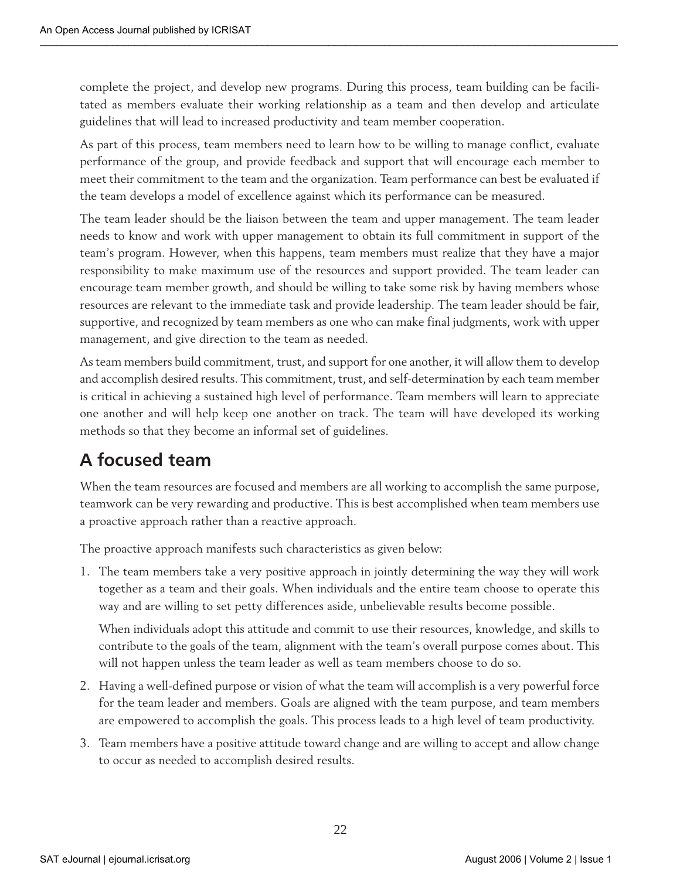complete the project, and develop new programs. During this process, team building can be facilitated as members evaluate their working relationship as a team and then develop and articulate guidelines that will lead to increased productivity and team member cooperation.

As part of this process, team members need to learn how to be willing to manage conflict, evaluate performance of the group, and provide feedback and support that will encourage each member to meet their commitment to the team and the organization. Team performance can best be evaluated if the team develops a model of excellence against which its performance can be measured.

The team leader should be the liaison between the team and upper management. The team leader needs to know and work with upper management to obtain its full commitment in support of the team's program. However, when this happens, team members must realize that they have a major responsibility to make maximum use of the resources and support provided. The team leader can encourage team member growth, and should be willing to take some risk by having members whose resources are relevant to the immediate task and provide leadership. The team leader should be fair, supportive, and recognized by team members as one who can make final judgments, work with upper management, and give direction to the team as needed.

As team members build commitment, trust, and support for one another, it will allow them to develop and accomplish desired results. This commitment, trust, and self-determination by each team member is critical in achieving a sustained high level of performance. Team members will learn to appreciate one another and will help keep one another on track. The team will have developed its working methods so that they become an informal set of guidelines.

## A focused team

When the team resources are focused and members are all working to accomplish the same purpose, teamwork can be very rewarding and productive. This is best accomplished when team members use a proactive approach rather than a reactive approach.

The proactive approach manifests such characteristics as given below:

1. The team members take a very positive approach in jointly determining the way they will work together as a team and their goals. When individuals and the entire team choose to operate this way and are willing to set petty differences aside, unbelievable results become possible.

   When individuals adopt this attitude and commit to use their resources, knowledge, and skills to contribute to the goals of the team, alignment with the team's overall purpose comes about. This will not happen unless the team leader as well as team members choose to do so.

2. Having a well-defined purpose or vision of what the team will accomplish is a very powerful force for the team leader and members. Goals are aligned with the team purpose, and team members are empowered to accomplish the goals. This process leads to a high level of team productivity.

3. Team members have a positive attitude toward change and are willing to accept and allow change to occur as needed to accomplish desired results.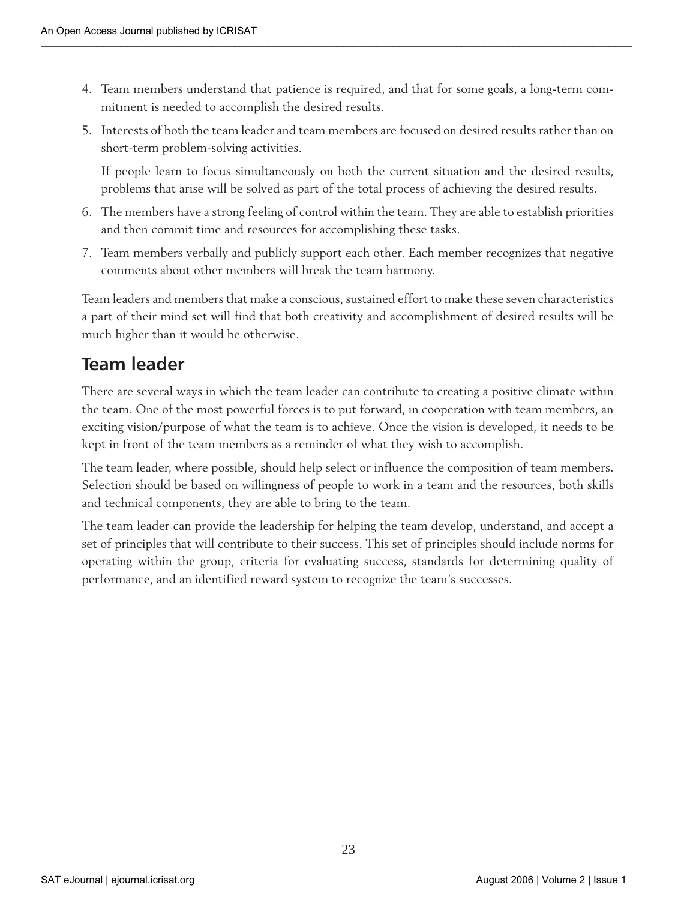4. Team members understand that patience is required, and that for some goals, a long-term commitment is needed to accomplish the desired results.
5. Interests of both the team leader and team members are focused on desired results rather than on short-term problem-solving activities.

   If people learn to focus simultaneously on both the current situation and the desired results, problems that arise will be solved as part of the total process of achieving the desired results.
6. The members have a strong feeling of control within the team. They are able to establish priorities and then commit time and resources for accomplishing these tasks.
7. Team members verbally and publicly support each other. Each member recognizes that negative comments about other members will break the team harmony.

Team leaders and members that make a conscious, sustained effort to make these seven characteristics a part of their mind set will find that both creativity and accomplishment of desired results will be much higher than it would be otherwise.

## Team leader

There are several ways in which the team leader can contribute to creating a positive climate within the team. One of the most powerful forces is to put forward, in cooperation with team members, an exciting vision/purpose of what the team is to achieve. Once the vision is developed, it needs to be kept in front of the team members as a reminder of what they wish to accomplish.

The team leader, where possible, should help select or influence the composition of team members. Selection should be based on willingness of people to work in a team and the resources, both skills and technical components, they are able to bring to the team.

The team leader can provide the leadership for helping the team develop, understand, and accept a set of principles that will contribute to their success. This set of principles should include norms for operating within the group, criteria for evaluating success, standards for determining quality of performance, and an identified reward system to recognize the team's successes.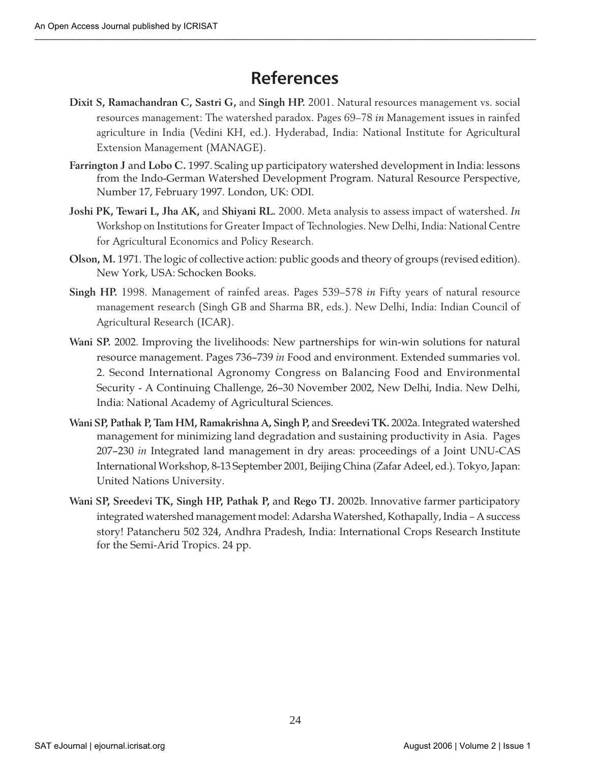# References

**Dixit S, Ramachandran C, Sastri G,** and **Singh HP.** 2001. Natural resources management vs. social resources management: The watershed paradox. Pages 69–78 *in* Management issues in rainfed agriculture in India (Vedini KH, ed.). Hyderabad, India: National Institute for Agricultural Extension Management (MANAGE).

**Farrington J** and **Lobo C.** 1997. Scaling up participatory watershed development in India: lessons from the Indo-German Watershed Development Program. Natural Resource Perspective, Number 17, February 1997. London, UK: ODI.

**Joshi PK, Tewari L, Jha AK,** and **Shiyani RL.** 2000. Meta analysis to assess impact of watershed. *In* Workshop on Institutions for Greater Impact of Technologies. New Delhi, India: National Centre for Agricultural Economics and Policy Research.

**Olson, M.** 1971. The logic of collective action: public goods and theory of groups (revised edition). New York, USA: Schocken Books.

**Singh HP.** 1998. Management of rainfed areas. Pages 539–578 *in* Fifty years of natural resource management research (Singh GB and Sharma BR, eds.). New Delhi, India: Indian Council of Agricultural Research (ICAR).

**Wani SP.** 2002. Improving the livelihoods: New partnerships for win-win solutions for natural resource management. Pages 736–739 *in* Food and environment. Extended summaries vol. 2. Second International Agronomy Congress on Balancing Food and Environmental Security - A Continuing Challenge, 26–30 November 2002, New Delhi, India. New Delhi, India: National Academy of Agricultural Sciences.

**Wani SP, Pathak P, Tam HM, Ramakrishna A, Singh P,** and **Sreedevi TK.** 2002a. Integrated watershed management for minimizing land degradation and sustaining productivity in Asia. Pages 207–230 *in* Integrated land management in dry areas: proceedings of a Joint UNU-CAS International Workshop, 8-13 September 2001, Beijing China (Zafar Adeel, ed.). Tokyo, Japan: United Nations University.

**Wani SP, Sreedevi TK, Singh HP, Pathak P,** and **Rego TJ.** 2002b. Innovative farmer participatory integrated watershed management model: Adarsha Watershed, Kothapally, India – A success story! Patancheru 502 324, Andhra Pradesh, India: International Crops Research Institute for the Semi-Arid Tropics. 24 pp.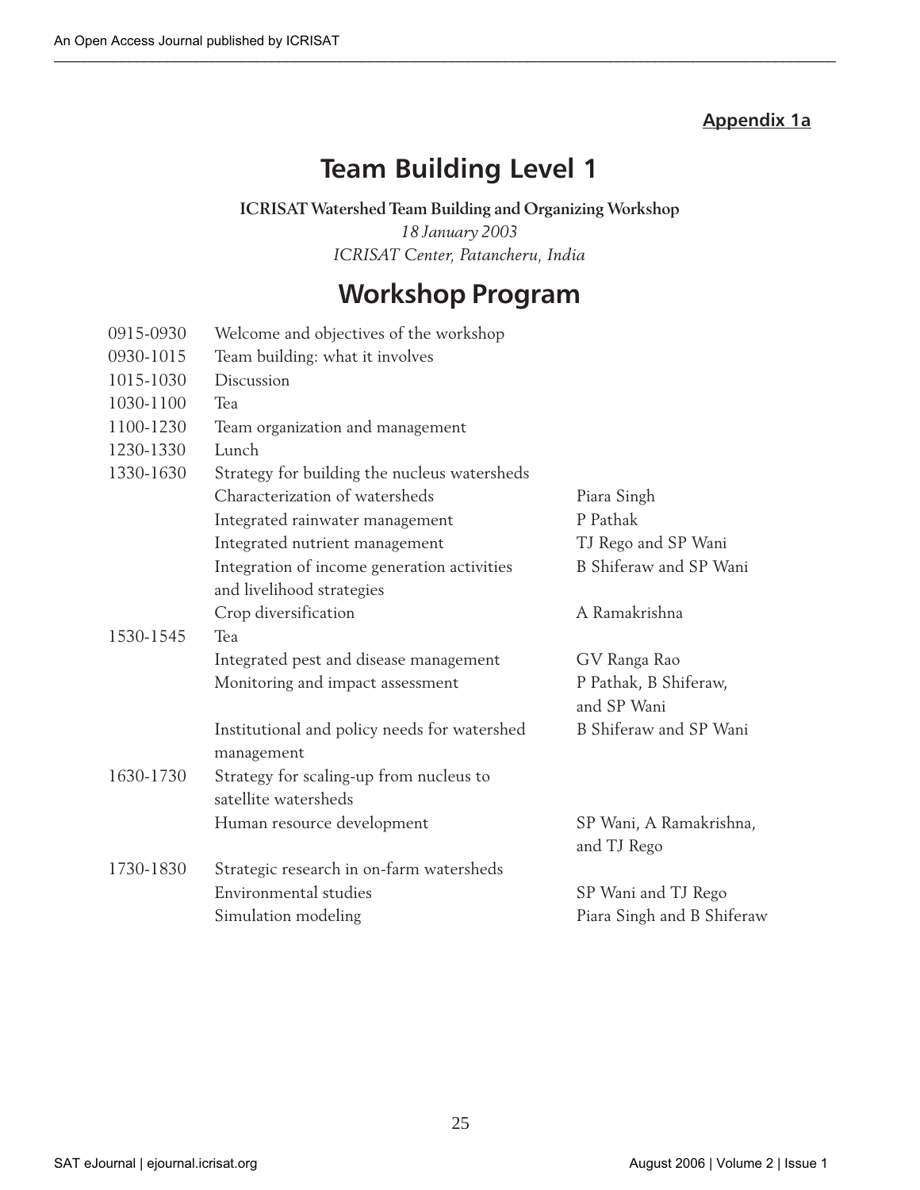**Appendix 1a**

# Team Building Level 1

**ICRISAT Watershed Team Building and Organizing Workshop**

*18 January 2003*

*ICRISAT Center, Patancheru, India*

## Workshop Program

| | | |
|---|---|---|
| 0915-0930 | Welcome and objectives of the workshop | |
| 0930-1015 | Team building: what it involves | |
| 1015-1030 | Discussion | |
| 1030-1100 | Tea | |
| 1100-1230 | Team organization and management | |
| 1230-1330 | Lunch | |
| 1330-1630 | Strategy for building the nucleus watersheds | |
| | Characterization of watersheds | Piara Singh |
| | Integrated rainwater management | P Pathak |
| | Integrated nutrient management | TJ Rego and SP Wani |
| | Integration of income generation activities and livelihood strategies | B Shiferaw and SP Wani |
| | Crop diversification | A Ramakrishna |
| 1530-1545 | Tea | |
| | Integrated pest and disease management | GV Ranga Rao |
| | Monitoring and impact assessment | P Pathak, B Shiferaw, and SP Wani |
| | Institutional and policy needs for watershed management | B Shiferaw and SP Wani |
| 1630-1730 | Strategy for scaling-up from nucleus to satellite watersheds | |
| | Human resource development | SP Wani, A Ramakrishna, and TJ Rego |
| 1730-1830 | Strategic research in on-farm watersheds | |
| | Environmental studies | SP Wani and TJ Rego |
| | Simulation modeling | Piara Singh and B Shiferaw |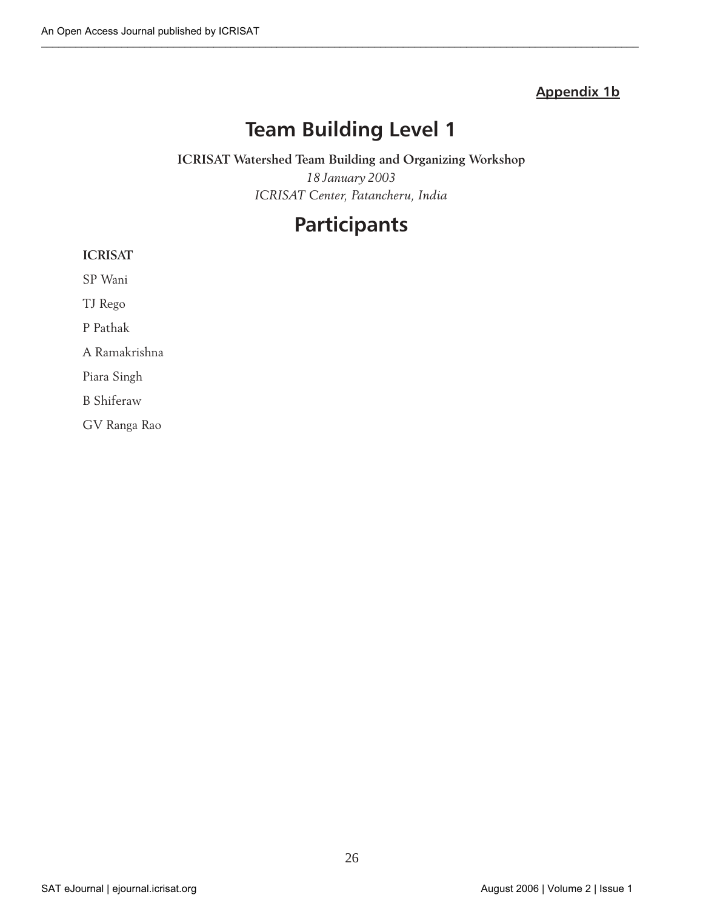**Appendix 1b**

# Team Building Level 1

**ICRISAT Watershed Team Building and Organizing Workshop**

*18 January 2003*

*ICRISAT Center, Patancheru, India*

# Participants

**ICRISAT**

SP Wani

TJ Rego

P Pathak

A Ramakrishna

Piara Singh

B Shiferaw

GV Ranga Rao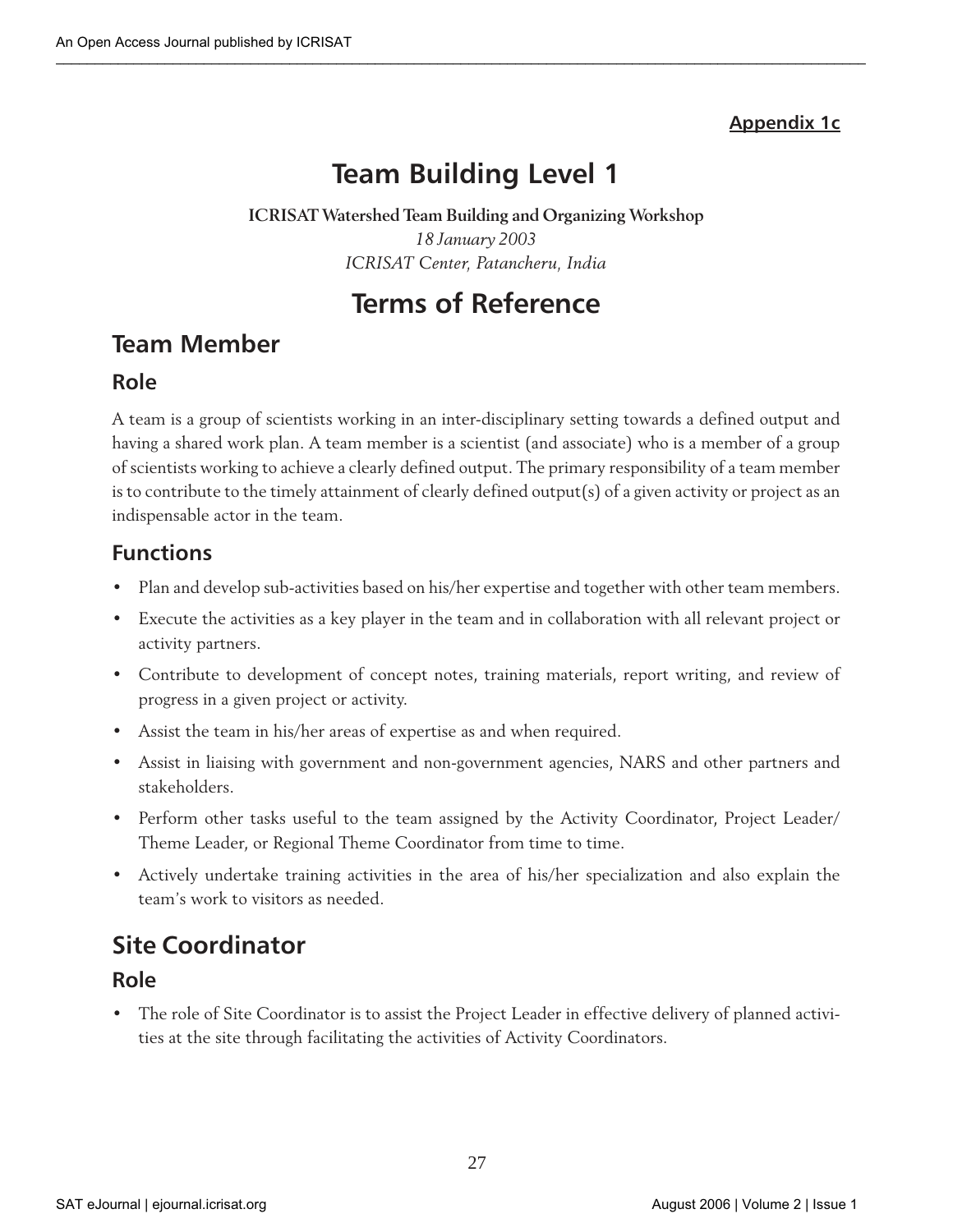**Appendix 1c**

# Team Building Level 1

**ICRISAT Watershed Team Building and Organizing Workshop**

*18 January 2003*

*ICRISAT Center, Patancheru, India*

# Terms of Reference

## Team Member

### Role

A team is a group of scientists working in an inter-disciplinary setting towards a defined output and having a shared work plan. A team member is a scientist (and associate) who is a member of a group of scientists working to achieve a clearly defined output. The primary responsibility of a team member is to contribute to the timely attainment of clearly defined output(s) of a given activity or project as an indispensable actor in the team.

### Functions

- Plan and develop sub-activities based on his/her expertise and together with other team members.
- Execute the activities as a key player in the team and in collaboration with all relevant project or activity partners.
- Contribute to development of concept notes, training materials, report writing, and review of progress in a given project or activity.
- Assist the team in his/her areas of expertise as and when required.
- Assist in liaising with government and non-government agencies, NARS and other partners and stakeholders.
- Perform other tasks useful to the team assigned by the Activity Coordinator, Project Leader/ Theme Leader, or Regional Theme Coordinator from time to time.
- Actively undertake training activities in the area of his/her specialization and also explain the team's work to visitors as needed.

## Site Coordinator

### Role

- The role of Site Coordinator is to assist the Project Leader in effective delivery of planned activities at the site through facilitating the activities of Activity Coordinators.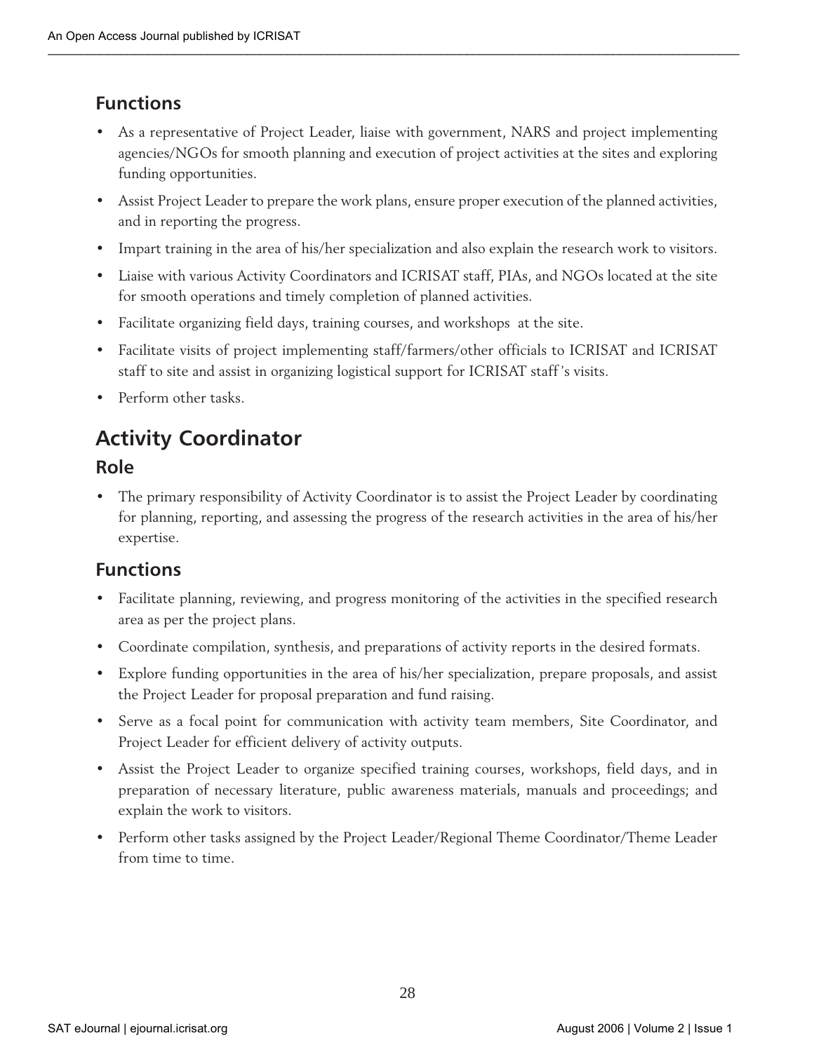### Functions

- As a representative of Project Leader, liaise with government, NARS and project implementing agencies/NGOs for smooth planning and execution of project activities at the sites and exploring funding opportunities.
- Assist Project Leader to prepare the work plans, ensure proper execution of the planned activities, and in reporting the progress.
- Impart training in the area of his/her specialization and also explain the research work to visitors.
- Liaise with various Activity Coordinators and ICRISAT staff, PIAs, and NGOs located at the site for smooth operations and timely completion of planned activities.
- Facilitate organizing field days, training courses, and workshops at the site.
- Facilitate visits of project implementing staff/farmers/other officials to ICRISAT and ICRISAT staff to site and assist in organizing logistical support for ICRISAT staff's visits.
- Perform other tasks.

## Activity Coordinator

### Role

- The primary responsibility of Activity Coordinator is to assist the Project Leader by coordinating for planning, reporting, and assessing the progress of the research activities in the area of his/her expertise.

### Functions

- Facilitate planning, reviewing, and progress monitoring of the activities in the specified research area as per the project plans.
- Coordinate compilation, synthesis, and preparations of activity reports in the desired formats.
- Explore funding opportunities in the area of his/her specialization, prepare proposals, and assist the Project Leader for proposal preparation and fund raising.
- Serve as a focal point for communication with activity team members, Site Coordinator, and Project Leader for efficient delivery of activity outputs.
- Assist the Project Leader to organize specified training courses, workshops, field days, and in preparation of necessary literature, public awareness materials, manuals and proceedings; and explain the work to visitors.
- Perform other tasks assigned by the Project Leader/Regional Theme Coordinator/Theme Leader from time to time.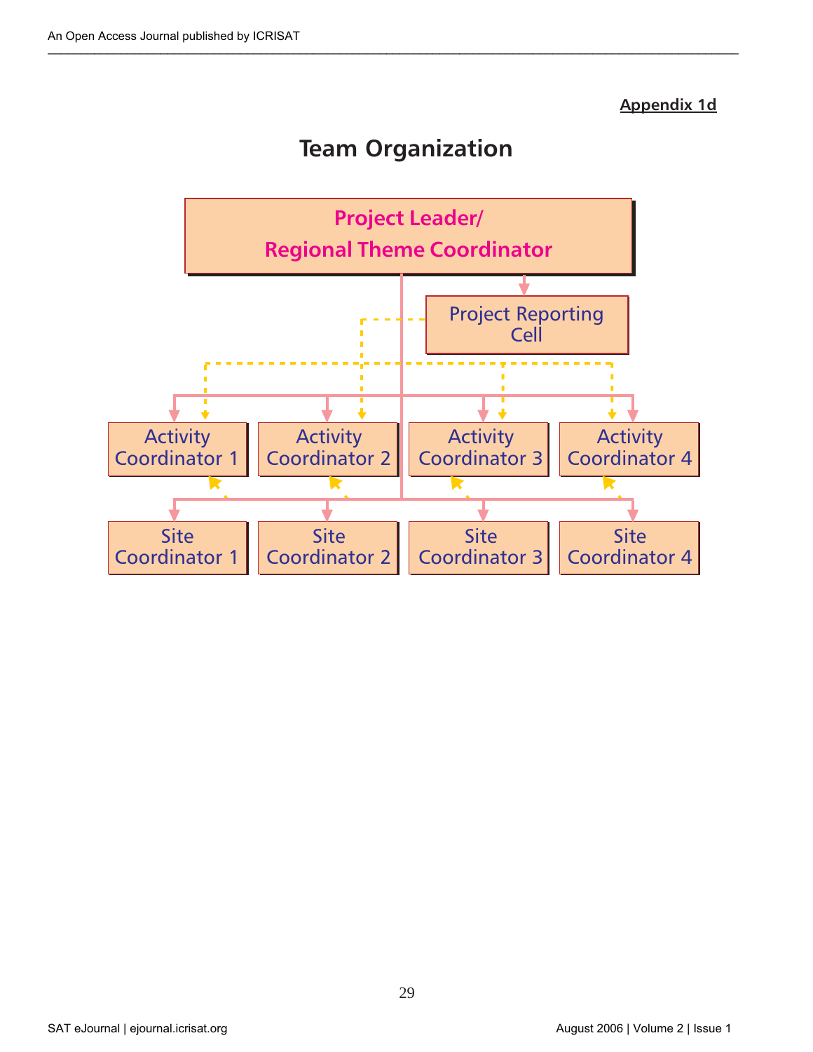Appendix 1d

# Team Organization

Project Leader/
Regional Theme Coordinator

Project Reporting Cell

Activity Coordinator 1

Activity Coordinator 2

Activity Coordinator 3

Activity Coordinator 4

Site Coordinator 1

Site Coordinator 2

Site Coordinator 3

Site Coordinator 4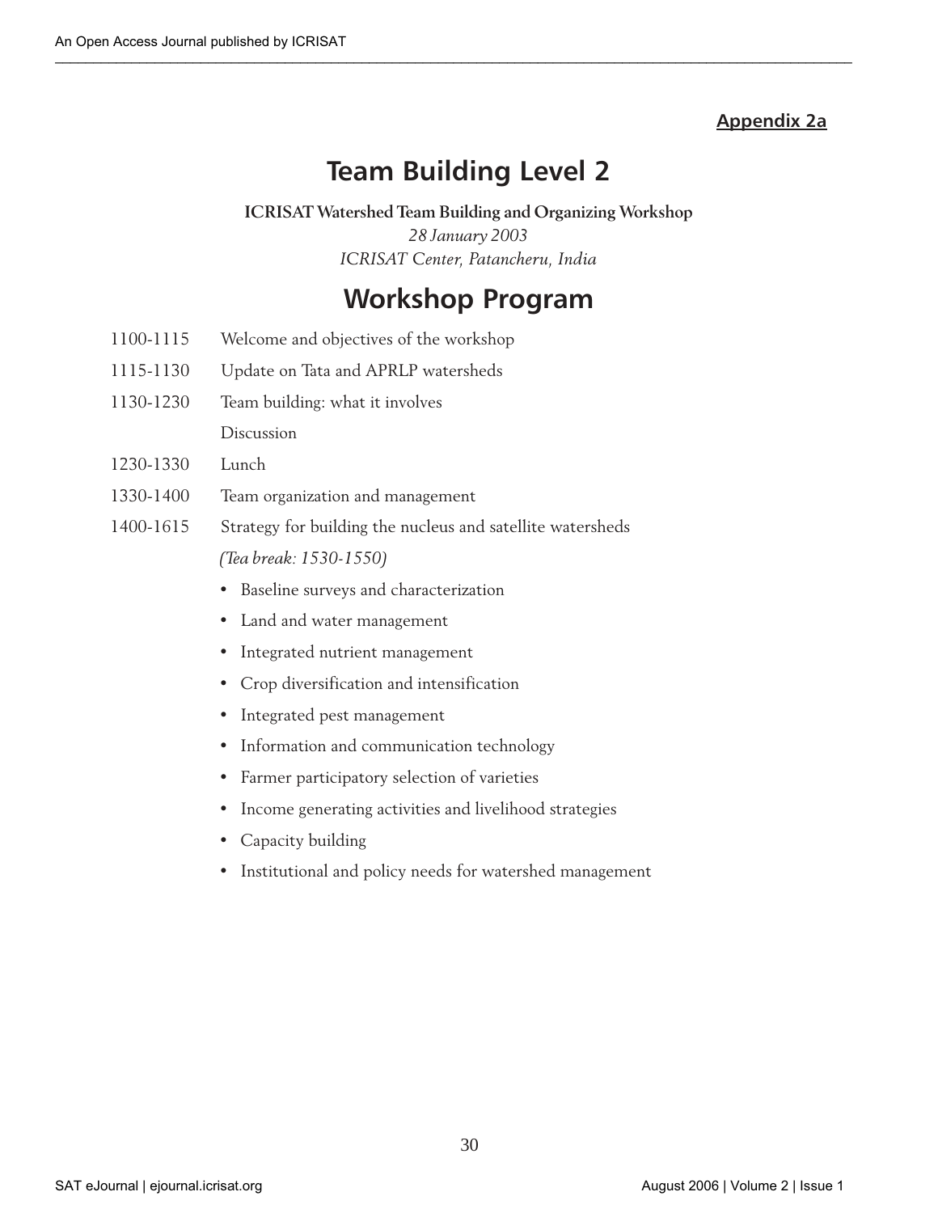**Appendix 2a**

# Team Building Level 2

**ICRISAT Watershed Team Building and Organizing Workshop**

*28 January 2003*

*ICRISAT Center, Patancheru, India*

## Workshop Program

| | |
|---|---|
| 1100-1115 | Welcome and objectives of the workshop |
| 1115-1130 | Update on Tata and APRLP watersheds |
| 1130-1230 | Team building: what it involves |
| | Discussion |
| 1230-1330 | Lunch |
| 1330-1400 | Team organization and management |
| 1400-1615 | Strategy for building the nucleus and satellite watersheds |
| | *(Tea break: 1530-1550)* |

- Baseline surveys and characterization
- Land and water management
- Integrated nutrient management
- Crop diversification and intensification
- Integrated pest management
- Information and communication technology
- Farmer participatory selection of varieties
- Income generating activities and livelihood strategies
- Capacity building
- Institutional and policy needs for watershed management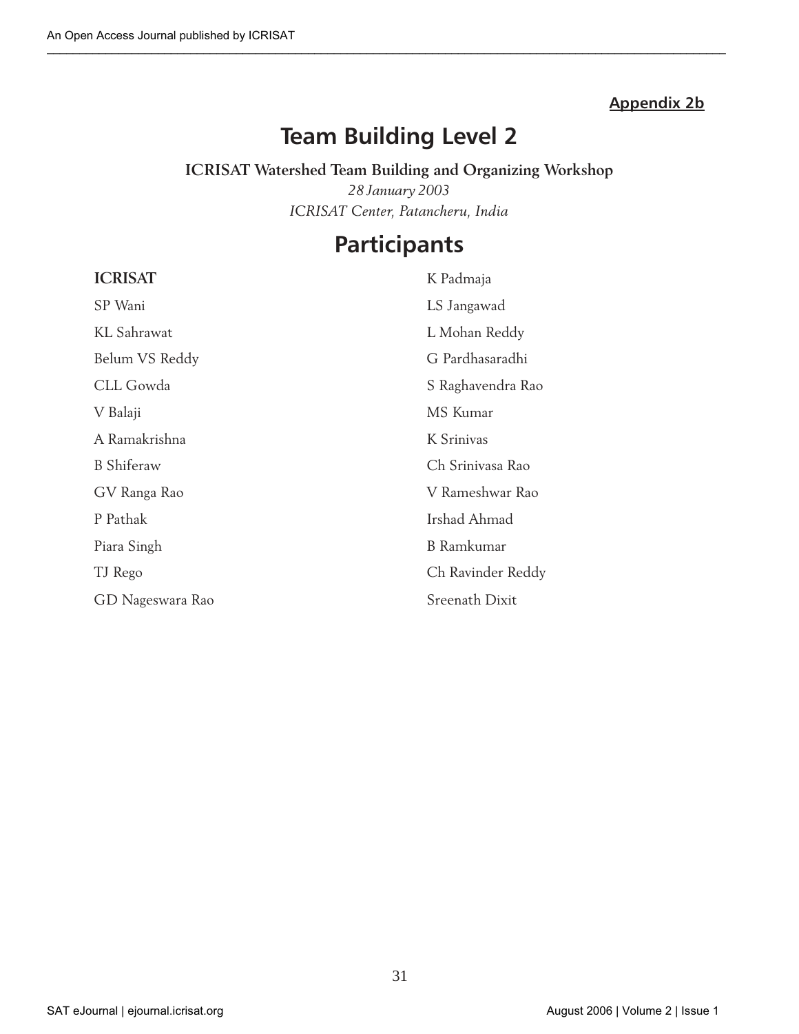**Appendix 2b**

# Team Building Level 2

**ICRISAT Watershed Team Building and Organizing Workshop**

*28 January 2003*

*ICRISAT Center, Patancheru, India*

## Participants

**ICRISAT**

SP Wani

KL Sahrawat

Belum VS Reddy

CLL Gowda

V Balaji

A Ramakrishna

B Shiferaw

GV Ranga Rao

P Pathak

Piara Singh

TJ Rego

GD Nageswara Rao

K Padmaja

LS Jangawad

L Mohan Reddy

G Pardhasaradhi

S Raghavendra Rao

MS Kumar

K Srinivas

Ch Srinivasa Rao

V Rameshwar Rao

Irshad Ahmad

B Ramkumar

Ch Ravinder Reddy

Sreenath Dixit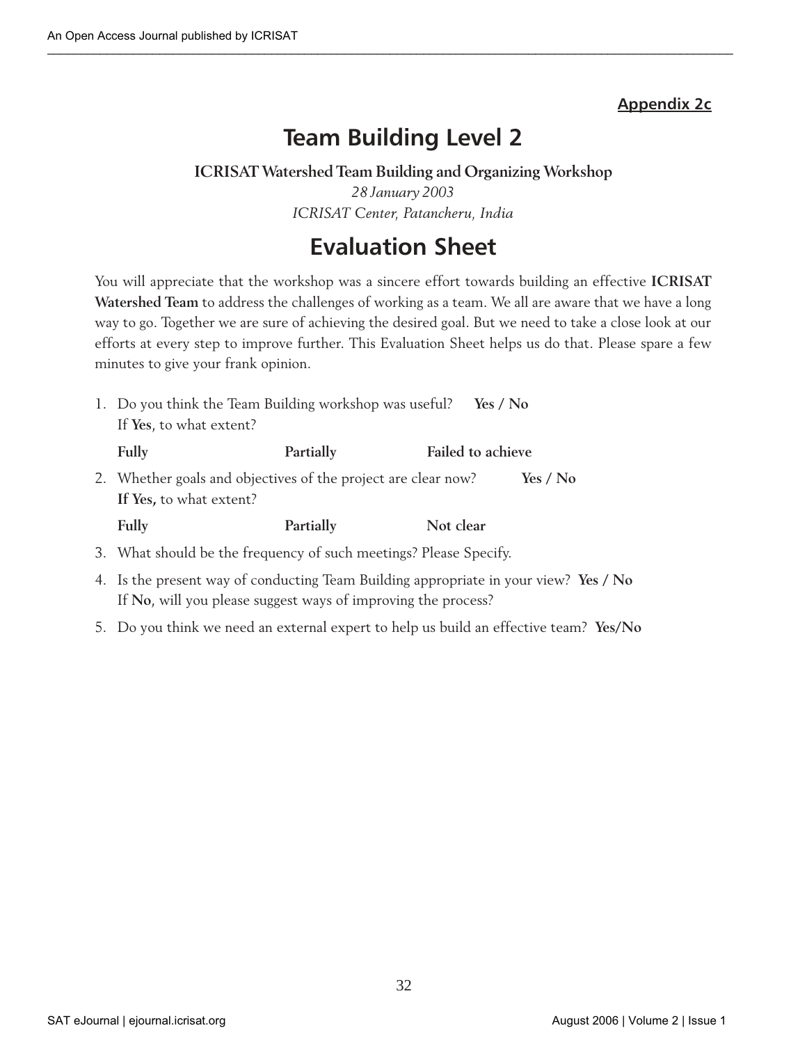**Appendix 2c**

# Team Building Level 2

**ICRISAT Watershed Team Building and Organizing Workshop**

*28 January 2003*

*ICRISAT Center, Patancheru, India*

# Evaluation Sheet

You will appreciate that the workshop was a sincere effort towards building an effective **ICRISAT Watershed Team** to address the challenges of working as a team. We all are aware that we have a long way to go. Together we are sure of achieving the desired goal. But we need to take a close look at our efforts at every step to improve further. This Evaluation Sheet helps us do that. Please spare a few minutes to give your frank opinion.

1. Do you think the Team Building workshop was useful? **Yes / No**
   If **Yes**, to what extent?

   **Fully** **Partially** **Failed to achieve**

2. Whether goals and objectives of the project are clear now? **Yes / No**
   **If Yes,** to what extent?

   **Fully** **Partially** **Not clear**

3. What should be the frequency of such meetings? Please Specify.

4. Is the present way of conducting Team Building appropriate in your view? **Yes / No**
   If **No**, will you please suggest ways of improving the process?

5. Do you think we need an external expert to help us build an effective team? **Yes/No**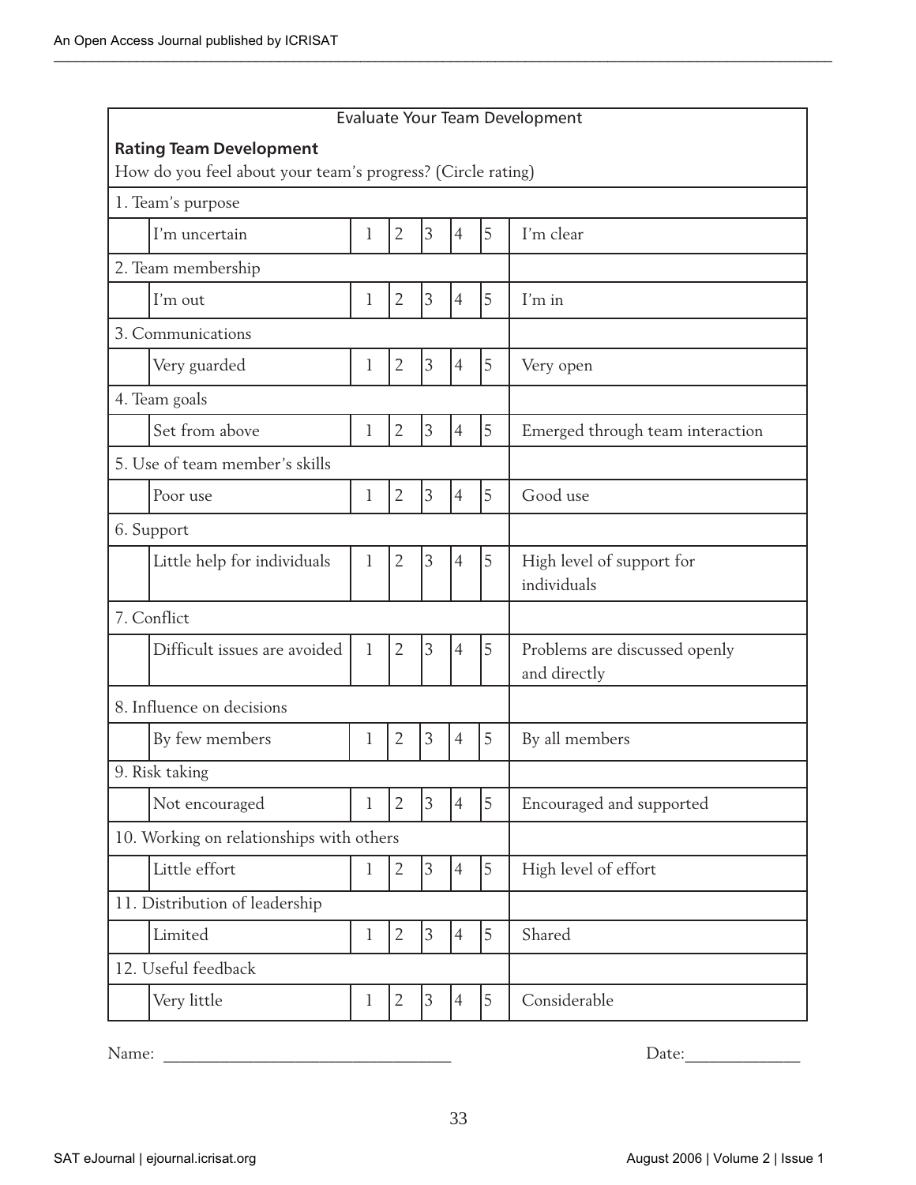Evaluate Your Team Development

**Rating Team Development**

How do you feel about your team's progress? (Circle rating)

| | | | | | | | |
|---|---|---|---|---|---|---|---|
| 1. Team's purpose | | | | | | | |
| | I'm uncertain | 1 | 2 | 3 | 4 | 5 | I'm clear |
| 2. Team membership | | | | | | | |
| | I'm out | 1 | 2 | 3 | 4 | 5 | I'm in |
| 3. Communications | | | | | | | |
| | Very guarded | 1 | 2 | 3 | 4 | 5 | Very open |
| 4. Team goals | | | | | | | |
| | Set from above | 1 | 2 | 3 | 4 | 5 | Emerged through team interaction |
| 5. Use of team member's skills | | | | | | | |
| | Poor use | 1 | 2 | 3 | 4 | 5 | Good use |
| 6. Support | | | | | | | |
| | Little help for individuals | 1 | 2 | 3 | 4 | 5 | High level of support for individuals |
| 7. Conflict | | | | | | | |
| | Difficult issues are avoided | 1 | 2 | 3 | 4 | 5 | Problems are discussed openly and directly |
| 8. Influence on decisions | | | | | | | |
| | By few members | 1 | 2 | 3 | 4 | 5 | By all members |
| 9. Risk taking | | | | | | | |
| | Not encouraged | 1 | 2 | 3 | 4 | 5 | Encouraged and supported |
| 10. Working on relationships with others | | | | | | | |
| | Little effort | 1 | 2 | 3 | 4 | 5 | High level of effort |
| 11. Distribution of leadership | | | | | | | |
| | Limited | 1 | 2 | 3 | 4 | 5 | Shared |
| 12. Useful feedback | | | | | | | |
| | Very little | 1 | 2 | 3 | 4 | 5 | Considerable |

Name: ________________________________ Date:____________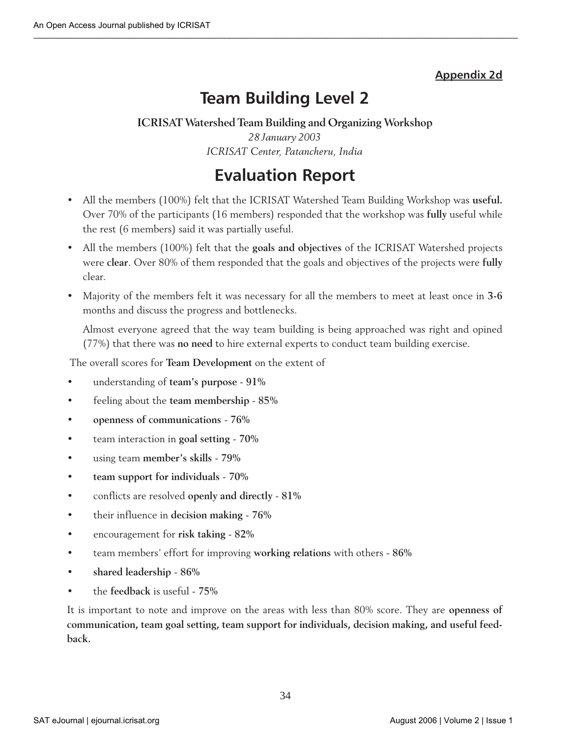**Appendix 2d**

# Team Building Level 2

**ICRISAT Watershed Team Building and Organizing Workshop**

*28 January 2003*

*ICRISAT Center, Patancheru, India*

# Evaluation Report

- All the members (100%) felt that the ICRISAT Watershed Team Building Workshop was **useful.** Over 70% of the participants (16 members) responded that the workshop was **fully** useful while the rest (6 members) said it was partially useful.
- All the members (100%) felt that the **goals and objectives** of the ICRISAT Watershed projects were **clear**. Over 80% of them responded that the goals and objectives of the projects were **fully** clear.
- Majority of the members felt it was necessary for all the members to meet at least once in **3-6** months and discuss the progress and bottlenecks.

  Almost everyone agreed that the way team building is being approached was right and opined (77%) that there was **no need** to hire external experts to conduct team building exercise.

The overall scores for **Team Development** on the extent of

- understanding of **team's purpose** - **91%**
- feeling about the **team membership** - **85%**
- **openness of communications** - **76%**
- team interaction in **goal setting** - **70%**
- using team **member's skills** - **79%**
- **team support for individuals** - **70%**
- conflicts are resolved **openly and directly** - **81%**
- their influence in **decision making** - **76%**
- encouragement for **risk taking** - **82%**
- team members' effort for improving **working relations** with others - **86%**
- **shared leadership** - **86%**
- the **feedback** is useful - **75%**

It is important to note and improve on the areas with less than 80% score. They are **openness of communication, team goal setting, team support for individuals, decision making, and useful feedback.**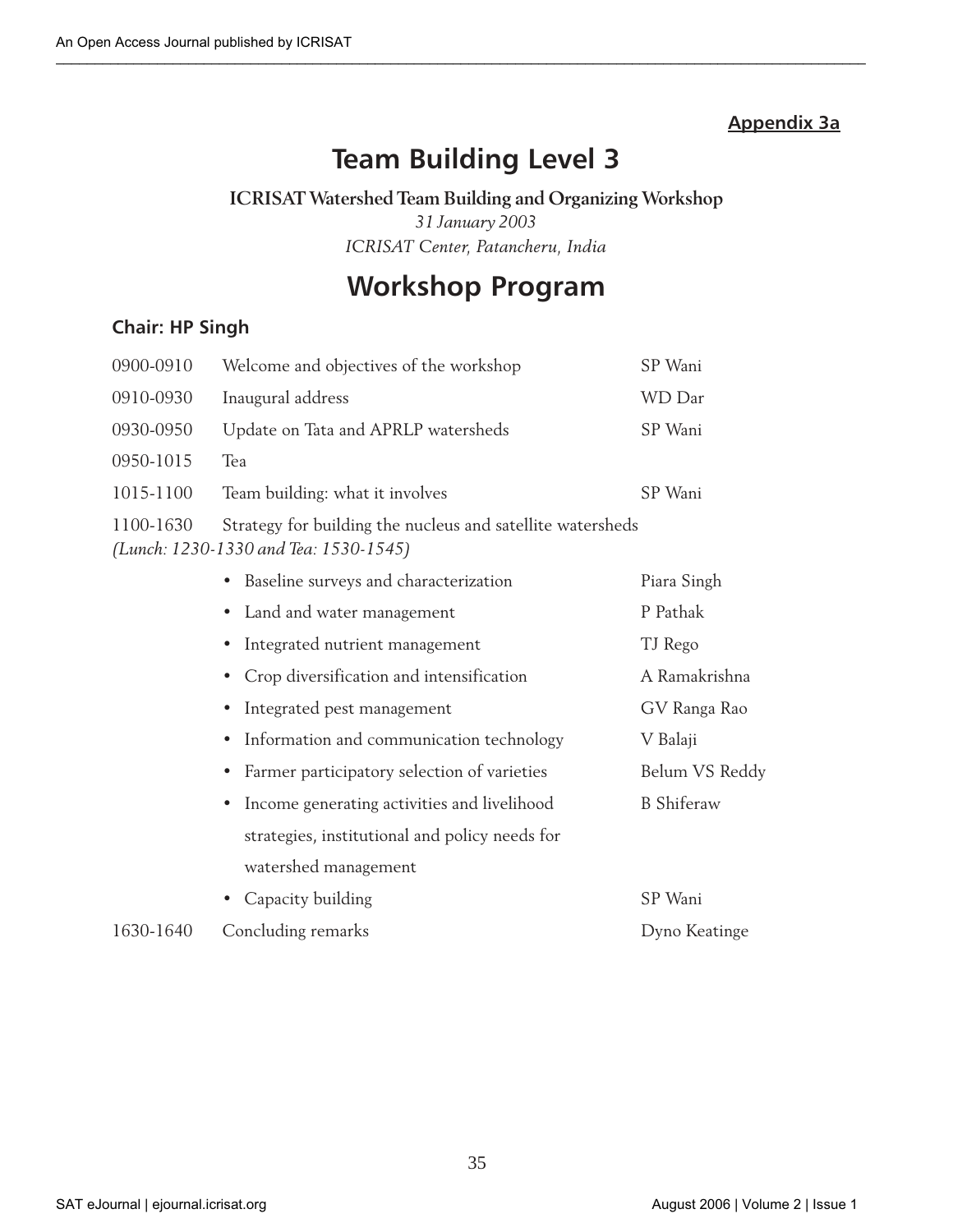**Appendix 3a**

# Team Building Level 3

**ICRISAT Watershed Team Building and Organizing Workshop**

*31 January 2003*

*ICRISAT Center, Patancheru, India*

## Workshop Program

### Chair: HP Singh

| | | |
|---|---|---|
| 0900-0910 | Welcome and objectives of the workshop | SP Wani |
| 0910-0930 | Inaugural address | WD Dar |
| 0930-0950 | Update on Tata and APRLP watersheds | SP Wani |
| 0950-1015 | Tea | |
| 1015-1100 | Team building: what it involves | SP Wani |
| 1100-1630 | Strategy for building the nucleus and satellite watersheds *(Lunch: 1230-1330 and Tea: 1530-1545)* | |
| | • Baseline surveys and characterization | Piara Singh |
| | • Land and water management | P Pathak |
| | • Integrated nutrient management | TJ Rego |
| | • Crop diversification and intensification | A Ramakrishna |
| | • Integrated pest management | GV Ranga Rao |
| | • Information and communication technology | V Balaji |
| | • Farmer participatory selection of varieties | Belum VS Reddy |
| | • Income generating activities and livelihood strategies, institutional and policy needs for watershed management | B Shiferaw |
| | • Capacity building | SP Wani |
| 1630-1640 | Concluding remarks | Dyno Keatinge |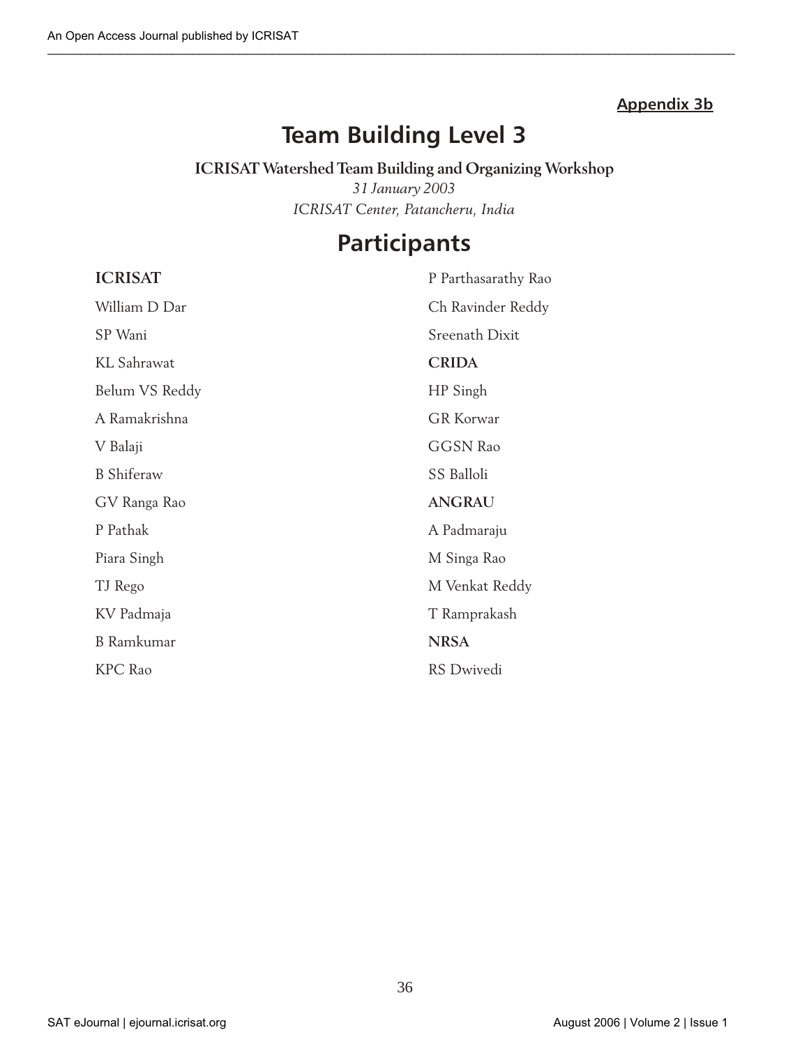**Appendix 3b**

# Team Building Level 3

**ICRISAT Watershed Team Building and Organizing Workshop**

*31 January 2003*

*ICRISAT Center, Patancheru, India*

## Participants

**ICRISAT**

William D Dar

SP Wani

KL Sahrawat

Belum VS Reddy

A Ramakrishna

V Balaji

B Shiferaw

GV Ranga Rao

P Pathak

Piara Singh

TJ Rego

KV Padmaja

B Ramkumar

KPC Rao

P Parthasarathy Rao

Ch Ravinder Reddy

Sreenath Dixit

**CRIDA**

HP Singh

GR Korwar

GGSN Rao

SS Balloli

**ANGRAU**

A Padmaraju

M Singa Rao

M Venkat Reddy

T Ramprakash

**NRSA**

RS Dwivedi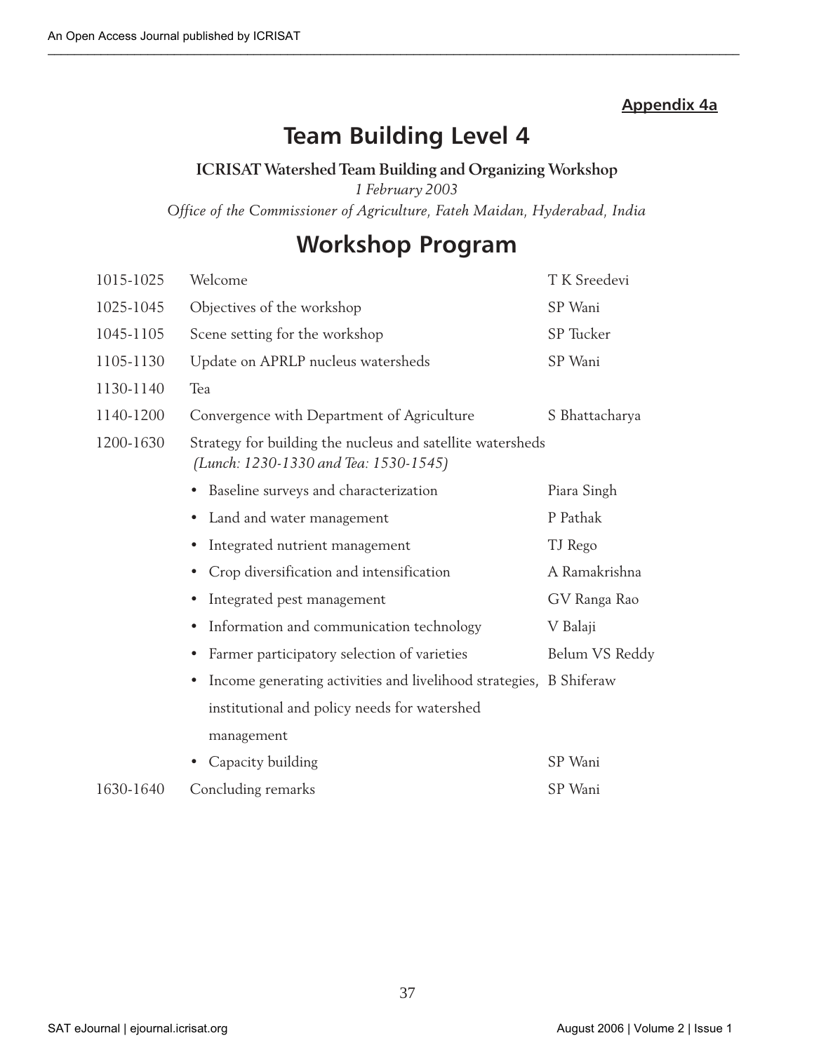**Appendix 4a**

# Team Building Level 4

**ICRISAT Watershed Team Building and Organizing Workshop**

*1 February 2003*

*Office of the Commissioner of Agriculture, Fateh Maidan, Hyderabad, India*

## Workshop Program

| | | |
|---|---|---|
| 1015-1025 | Welcome | T K Sreedevi |
| 1025-1045 | Objectives of the workshop | SP Wani |
| 1045-1105 | Scene setting for the workshop | SP Tucker |
| 1105-1130 | Update on APRLP nucleus watersheds | SP Wani |
| 1130-1140 | Tea | |
| 1140-1200 | Convergence with Department of Agriculture | S Bhattacharya |
| 1200-1630 | Strategy for building the nucleus and satellite watersheds *(Lunch: 1230-1330 and Tea: 1530-1545)* | |
| | • Baseline surveys and characterization | Piara Singh |
| | • Land and water management | P Pathak |
| | • Integrated nutrient management | TJ Rego |
| | • Crop diversification and intensification | A Ramakrishna |
| | • Integrated pest management | GV Ranga Rao |
| | • Information and communication technology | V Balaji |
| | • Farmer participatory selection of varieties | Belum VS Reddy |
| | • Income generating activities and livelihood strategies, institutional and policy needs for watershed management | B Shiferaw |
| | • Capacity building | SP Wani |
| 1630-1640 | Concluding remarks | SP Wani |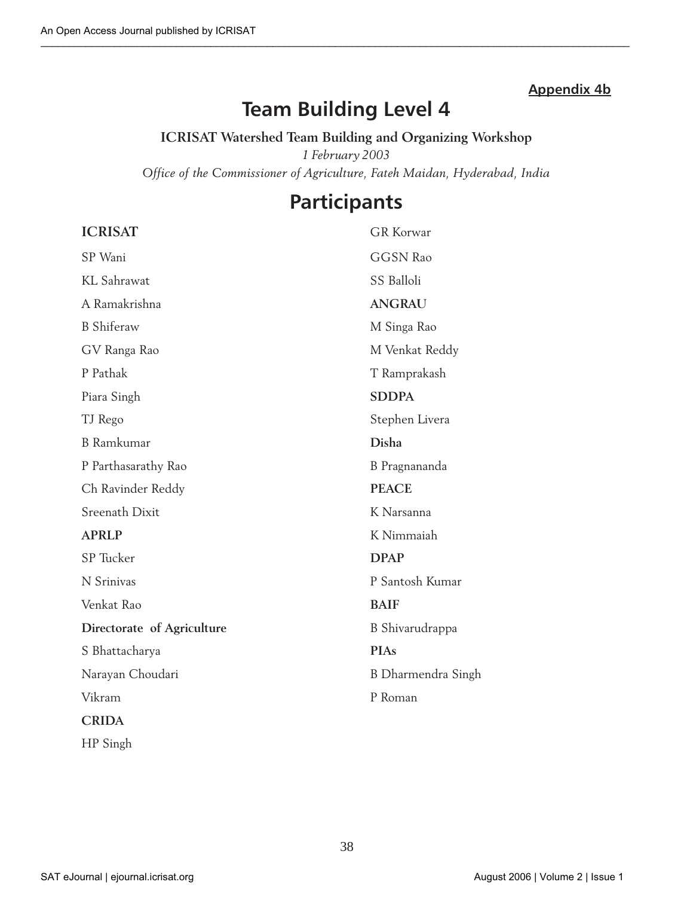**Appendix 4b**

# Team Building Level 4

**ICRISAT Watershed Team Building and Organizing Workshop**

*1 February 2003*

*Office of the Commissioner of Agriculture, Fateh Maidan, Hyderabad, India*

## Participants

**ICRISAT**

SP Wani

KL Sahrawat

A Ramakrishna

B Shiferaw

GV Ranga Rao

P Pathak

Piara Singh

TJ Rego

B Ramkumar

P Parthasarathy Rao

Ch Ravinder Reddy

Sreenath Dixit

**APRLP**

SP Tucker

N Srinivas

Venkat Rao

**Directorate of Agriculture**

S Bhattacharya

Narayan Choudari

Vikram

**CRIDA**

HP Singh

GR Korwar

GGSN Rao

SS Balloli

**ANGRAU**

M Singa Rao

M Venkat Reddy

T Ramprakash

**SDDPA**

Stephen Livera

**Disha**

B Pragnananda

**PEACE**

K Narsanna

K Nimmaiah

**DPAP**

P Santosh Kumar

**BAIF**

B Shivarudrappa

**PIAs**

B Dharmendra Singh

P Roman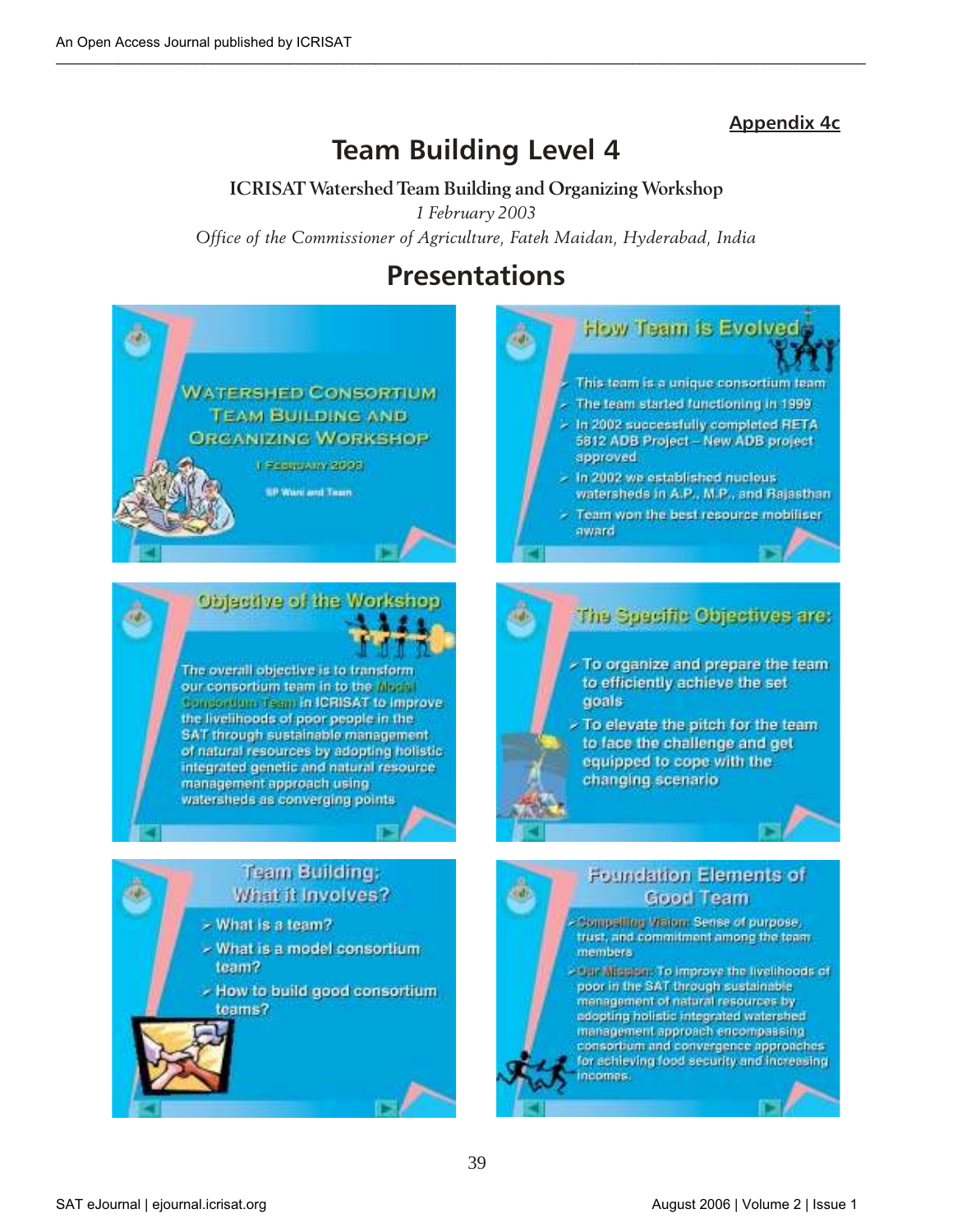Appendix 4c

# Team Building Level 4

**ICRISAT Watershed Team Building and Organizing Workshop**

*1 February 2003*

*Office of the Commissioner of Agriculture, Fateh Maidan, Hyderabad, India*

## Presentations

WATERSHED CONSORTIUM TEAM BUILDING AND ORGANIZING WORKSHOP

1 FEBRUARY 2003

SP Wani and Team

### How Team is Evolved

- This team is a unique consortium team
- The team started functioning in 1999
- In 2002 successfully completed RETA 5812 ADB Project – New ADB project approved
- In 2002 we established nucleus watersheds in A.P., M.P., and Rajasthan
- Team won the best resource mobiliser award

### Objective of the Workshop

The overall objective is to transform our consortium team in to the Model Consortium Team in ICRISAT to improve the livelihoods of poor people in the SAT through sustainable management of natural resources by adopting holistic integrated genetic and natural resource management approach using watersheds as converging points

### The Specific Objectives are:

- To organize and prepare the team to efficiently achieve the set goals
- To elevate the pitch for the team to face the challenge and get equipped to cope with the changing scenario

### Team Building: What it Involves?

- What is a team?
- What is a model consortium team?
- How to build good consortium teams?

### Foundation Elements of Good Team

- Compelling Vision: Sense of purpose, trust, and commitment among the team members
- Our Mission: To improve the livelihoods of poor in the SAT through sustainable management of natural resources by adopting holistic integrated watershed management approach encompassing consortium and convergence approaches for achieving food security and increasing incomes.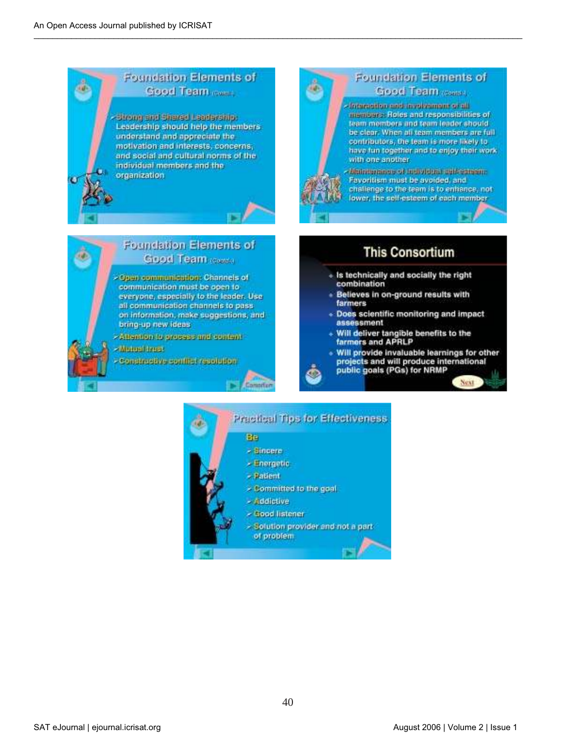## Foundation Elements of Good Team (Contd.)

- **Strong and Shared Leadership:** Leadership should help the members understand and appreciate the motivation and interests, concerns, and social and cultural norms of the individual members and the organization

## Foundation Elements of Good Team (Contd.)

- **Interaction and involvement of all members:** Roles and responsibilities of team members and team leader should be clear. When all team members are full contributors, the team is more likely to have fun together and to enjoy their work with one another
- **Maintenance of individual self-esteem:** Favoritism must be avoided, and challenge to the team is to enhance, not lower, the self-esteem of each member

## Foundation Elements of Good Team (Contd.)

- **Open communication:** Channels of communication must be open to everyone, especially to the leader. Use all communication channels to pass on information, make suggestions, and bring-up new ideas
- **Attention to process and content**
- **Mutual trust**
- **Constructive conflict resolution**

## This Consortium

- Is technically and socially the right combination
- Believes in on-ground results with farmers
- Does scientific monitoring and impact assessment
- Will deliver tangible benefits to the farmers and APRLP
- Will provide invaluable learnings for other projects and will produce international public goals (PGs) for NRMP

## Practical Tips for Effectiveness

**Be**

- Sincere
- Energetic
- Patient
- Committed to the goal
- Addictive
- Good listener
- Solution provider and not a part of problem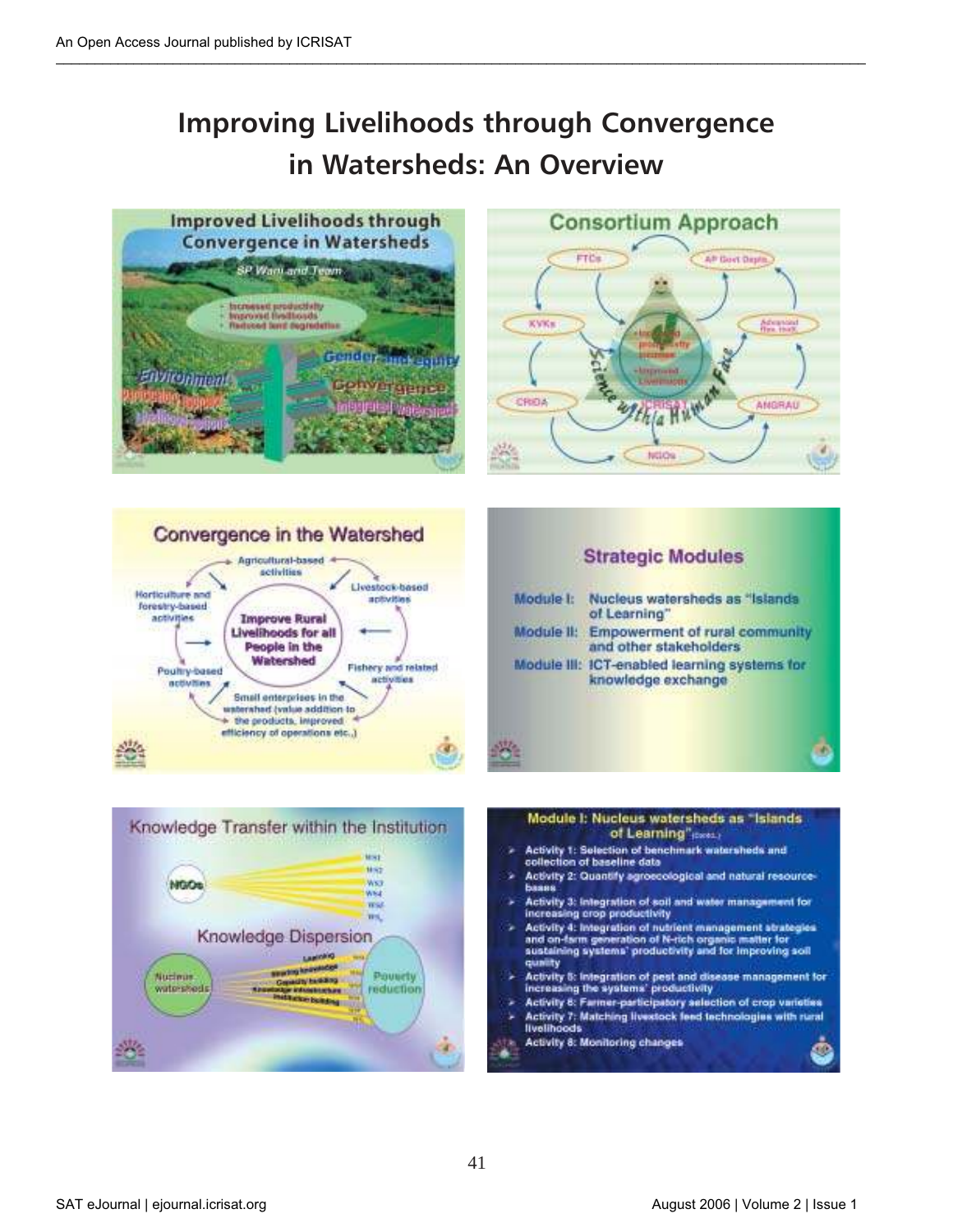# Improving Livelihoods through Convergence in Watersheds: An Overview

## Improved Livelihoods through Convergence in Watersheds

SP Wani and Team

- Increased productivity
- Improved livelihoods
- Reduced land degradation

Gender and equity

Environment

Convergence

Participatory research

Integrated watersheds

Livelihood options

## Consortium Approach

FTCs, AP Govt Depts, Advanced Res. Insti, ANGRAU, NGOs, ICRISAT, CRIDA, KVKs

- Increased productivity income
- Improved Livelihoods

Science with a Human Face

## Convergence in the Watershed

Improve Rural Livelihoods for all People in the Watershed

- Agricultural-based activities
- Livestock-based activities
- Fishery and related activities
- Small enterprises in the watershed (value addition to the products, improved efficiency of operations etc.)
- Poultry-based activities
- Horticulture and forestry-based activities

## Strategic Modules

**Module I:** Nucleus watersheds as "Islands of Learning"

**Module II:** Empowerment of rural community and other stakeholders

**Module III:** ICT-enabled learning systems for knowledge exchange

## Knowledge Transfer within the Institution

NGOs — WS1, WS2, WS3, WS4, WS5, WSn

## Knowledge Dispersion

Nucleus watersheds → Poverty reduction

Learning, Sharing knowledge, Capacity building, Knowledge infrastructure, Institution building

## Module I: Nucleus watersheds as "Islands of Learning" (Contd.)

- Activity 1: Selection of benchmark watersheds and collection of baseline data
- Activity 2: Quantify agroecological and natural resource-bases
- Activity 3: Integration of soil and water management for increasing crop productivity
- Activity 4: Integration of nutrient management strategies and on-farm generation of N-rich organic matter for sustaining systems' productivity and for improving soil quality
- Activity 5: Integration of pest and disease management for increasing the systems' productivity
- Activity 6: Farmer-participatory selection of crop varieties
- Activity 7: Matching livestock feed technologies with rural livelihoods
- Activity 8: Monitoring changes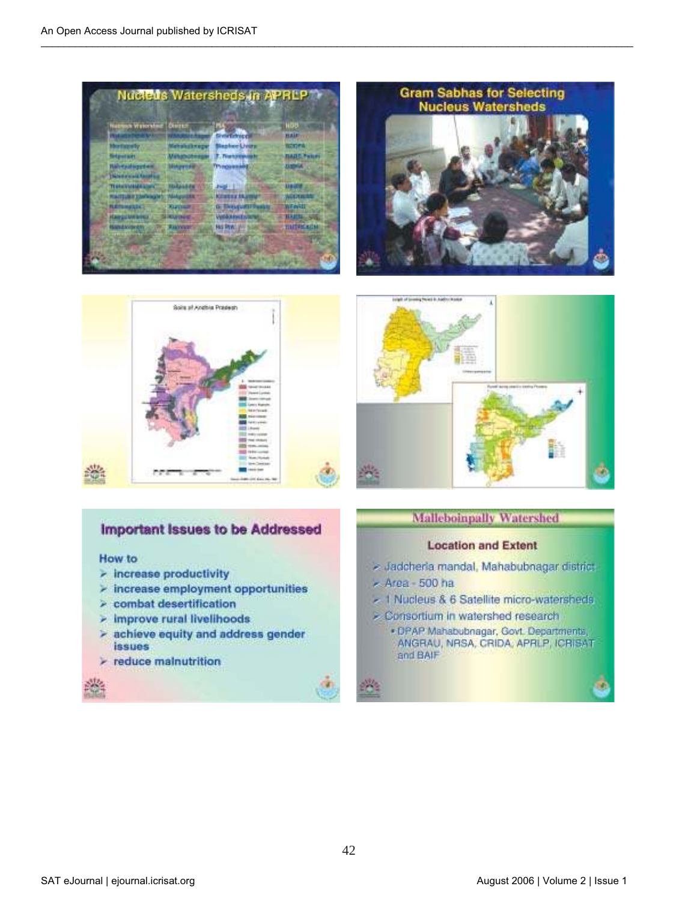## Nucleus Watersheds in APRLP

## Gram Sabhas for Selecting Nucleus Watersheds

## Important Issues to be Addressed

How to

- increase productivity
- increase employment opportunities
- combat desertification
- improve rural livelihoods
- achieve equity and address gender issues
- reduce malnutrition

## Malleboinpally Watershed

**Location and Extent**

- Jadcherla mandal, Mahabubnagar district
- Area - 500 ha
- 1 Nucleus & 6 Satellite micro-watersheds
- Consortium in watershed research
  - DPAP Mahabubnagar, Govt. Departments, ANGRAU, NRSA, CRIDA, APRLP, ICRISAT and BAIF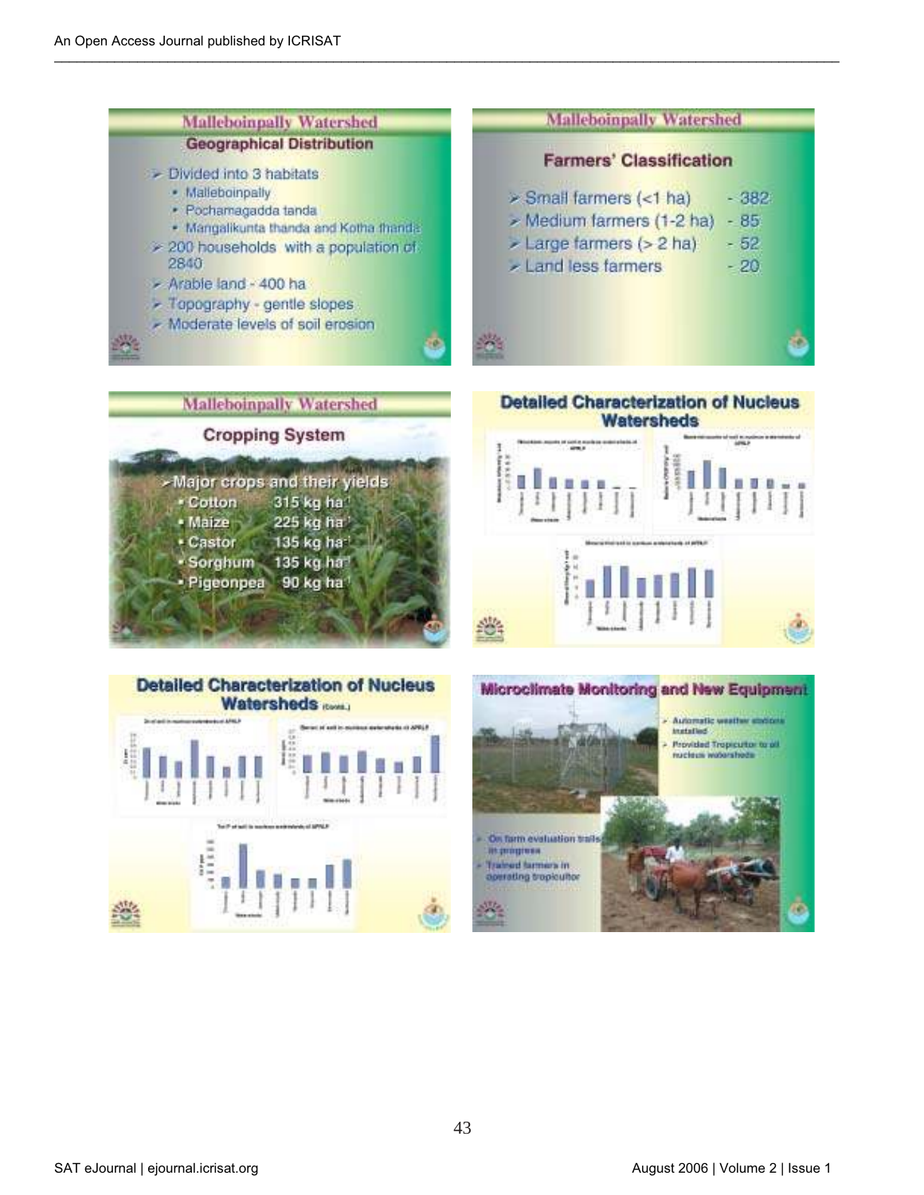## Malleboinpally Watershed

### Geographical Distribution

- Divided into 3 habitats
  - Malleboinpally
  - Pochamagadda tanda
  - Mangalikunta thanda and Kotha thanda
- 200 households with a population of 2840
- Arable land - 400 ha
- Topography - gentle slopes
- Moderate levels of soil erosion

## Malleboinpally Watershed

### Farmers' Classification

- Small farmers (<1 ha) - 382
- Medium farmers (1-2 ha) - 85
- Large farmers (> 2 ha) - 52
- Land less farmers - 20

## Malleboinpally Watershed

### Cropping System

- Major crops and their yields
  - Cotton 315 kg ha$^{-1}$
  - Maize 225 kg ha$^{-1}$
  - Castor 135 kg ha$^{-1}$
  - Sorghum 135 kg ha$^{-1}$
  - Pigeonpea 90 kg ha$^{-1}$

## Detailed Characterization of Nucleus Watersheds

## Detailed Characterization of Nucleus Watersheds (Contd.)

## Microclimate Monitoring and New Equipment

- Automatic weather stations installed
- Provided Tropicultor to all nucleus watersheds

- On farm evaluation trails in progress
- Trained farmers in operating tropicultor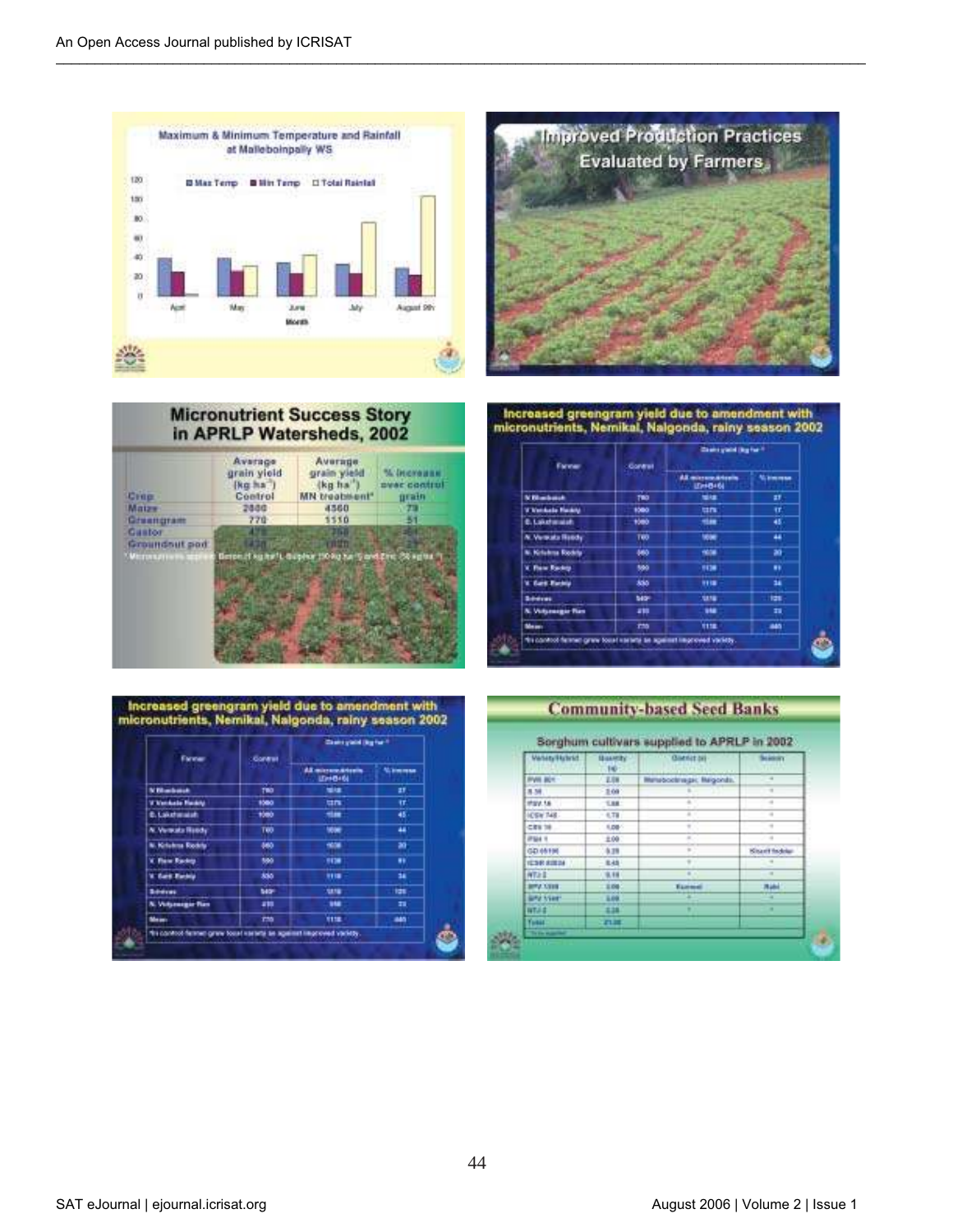**Maximum & Minimum Temperature and Rainfall at Malleboinpally WS**

(Legend: Max Temp, Min Temp, Total Rainfall; Months: April, May, June, July, August 9th)

**Improved Production Practices Evaluated by Farmers**

**Micronutrient Success Story in APRLP Watersheds, 2002**

| Crop | Average grain yield (kg ha$^{-1}$) Control | Average grain yield (kg ha$^{-1}$) MN treatment* | % increase over control grain |
|---|---|---|---|
| Maize | 2560 | 4560 | 79 |
| Greengram | 770 | 1110 | 44 |
| Castor | 470 | 750 | 60 |
| Groundnut pod | 1430 | 1820 | 27 |

*Micronutrients applied: Boron (1 kg ha$^{-1}$), Sulphur (30 kg ha$^{-1}$) and Zinc (50 kg ha$^{-1}$)

**Increased greengram yield due to amendment with micronutrients, Nemikal, Nalgonda, rainy season 2002**

| Farmer | Control | Grain yield (kg ha$^{-1}$) All micronutrients (Zn+B+S) | % increase |
|---|---|---|---|
| N Bhaskaiah | 790 | 1010 | 27 |
| V Venkata Reddy | 1060 | 1270 | 17 |
| G. Lakshmaiah | 1060 | 1500 | 42 |
| N. Venkata Reddy | 760 | 1090 | 44 |
| N. Krishna Reddy | 860 | 1030 | 20 |
| V. Ram Reddy | 590 | 1130 | 91 |
| V. Satti Reddy | 830 | 1110 | 34 |
| Srinivas | 540* | 1210 | 120 |
| N. Vidyasagar Rao | 410 | 510 | 23 |
| Mean | 770 | 1110 | 44 |

*In control farmer grew local variety as against improved variety.

**Increased greengram yield due to amendment with micronutrients, Nemikal, Nalgonda, rainy season 2002**

| Farmer | Control | Grain yield (kg ha$^{-1}$) All micronutrients (Zn+B+S) | % increase |
|---|---|---|---|
| N Bhaskaiah | 790 | 1010 | 27 |
| V Venkata Reddy | 1060 | 1270 | 17 |
| G. Lakshmaiah | 1060 | 1500 | 42 |
| N. Venkata Reddy | 760 | 1090 | 44 |
| N. Krishna Reddy | 860 | 1030 | 20 |
| V. Ram Reddy | 590 | 1130 | 91 |
| V. Satti Reddy | 830 | 1110 | 34 |
| Srinivas | 540* | 1210 | 120 |
| N. Vidyasagar Rao | 410 | 510 | 23 |
| Mean | 770 | 1110 | 44 |

*In control farmer grew local variety as against improved variety.

**Community-based Seed Banks**

**Sorghum cultivars supplied to APRLP in 2002**

| Variety/Hybrid | Quantity (t) | District (s) | Season |
|---|---|---|---|
| PVK 801 | 2.25 | Mahabubnagar, Nalgonda | " |
| S 35 | 2.00 | " | " |
| PSV 16 | 1.50 | " | " |
| ICSV 745 | 1.75 | " | " |
| CSV 15 | 1.00 | " | " |
| PSH 1 | 2.00 | " | " |
| GD 65196 | 0.25 | " | Kharif fodder |
| ICSR 93034 | 0.45 | " | " |
| NTJ 2 | 0.15 | " | " |
| SPV 1359 | 3.00 | Kurnool | Rabi |
| SPV 1155* | 3.00 | " | " |
| NTJ 2 | 3.25 | " | " |
| Total | 21.00 | | |

*To be supplied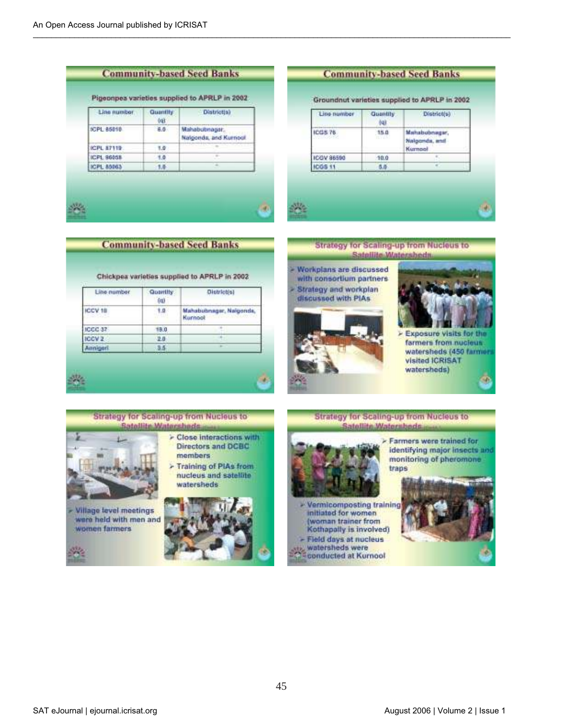## Community-based Seed Banks

Pigeonpea varieties supplied to APRLP in 2002

| Line number | Quantity (q) | District(s) |
|---|---|---|
| ICPL 85010 | 6.0 | Mahabubnagar, Nalgonda, and Kurnool |
| ICPL 87119 | 1.0 | " |
| ICPL 96058 | 1.0 | " |
| ICPL 85063 | 1.0 | " |

## Community-based Seed Banks

Groundnut varieties supplied to APRLP in 2002

| Line number | Quantity (q) | District(s) |
|---|---|---|
| ICGS 76 | 15.0 | Mahabubnagar, Nalgonda, and Kurnool |
| ICGV 86590 | 10.0 | " |
| ICGS 11 | 5.0 | " |

## Community-based Seed Banks

Chickpea varieties supplied to APRLP in 2002

| Line number | Quantity (q) | District(s) |
|---|---|---|
| ICCV 10 | 1.0 | Mahabubnagar, Nalgonda, Kurnool |
| ICCC 37 | 19.0 | " |
| ICCV 2 | 2.0 | " |
| Annigeri | 3.5 | " |

## Strategy for Scaling-up from Nucleus to Satellite Watersheds

- Workplans are discussed with consortium partners
- Strategy and workplan discussed with PIAs
- Exposure visits for the farmers from nucleus watersheds (450 farmers visited ICRISAT watersheds)

## Strategy for Scaling-up from Nucleus to Satellite Watersheds

- Close interactions with Directors and DCBC members
- Training of PIAs from nucleus and satellite watersheds
- Village level meetings were held with men and women farmers

## Strategy for Scaling-up from Nucleus to Satellite Watersheds

- Farmers were trained for identifying major insects and monitoring of pheromone traps
- Vermicomposting training initiated for women (woman trainer from Kothapally is involved)
- Field days at nucleus watersheds were conducted at Kurnool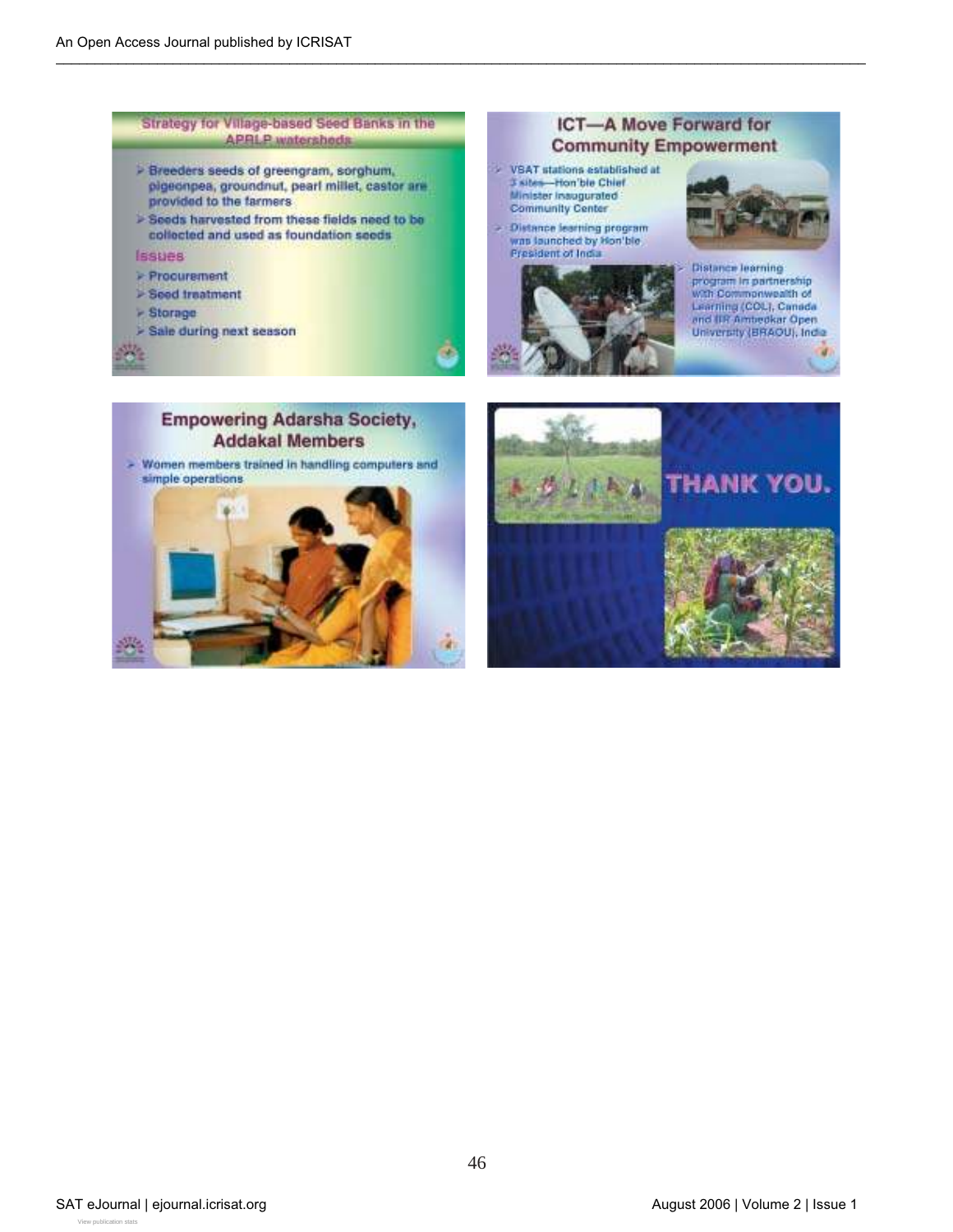## Strategy for Village-based Seed Banks in the APRLP watersheds

- Breeders seeds of greengram, sorghum, pigeonpea, groundnut, pearl millet, castor are provided to the farmers
- Seeds harvested from these fields need to be collected and used as foundation seeds

**Issues**

- Procurement
- Seed treatment
- Storage
- Sale during next season

## ICT—A Move Forward for Community Empowerment

- VSAT stations established at 3 sites—Hon'ble Chief Minister inaugurated Community Center
- Distance learning program was launched by Hon'ble President of India
- Distance learning program in partnership with Commonwealth of Learning (COL), Canada and BR Ambedkar Open University (BRAOU), India

## Empowering Adarsha Society, Addakal Members

- Women members trained in handling computers and simple operations

## THANK YOU.